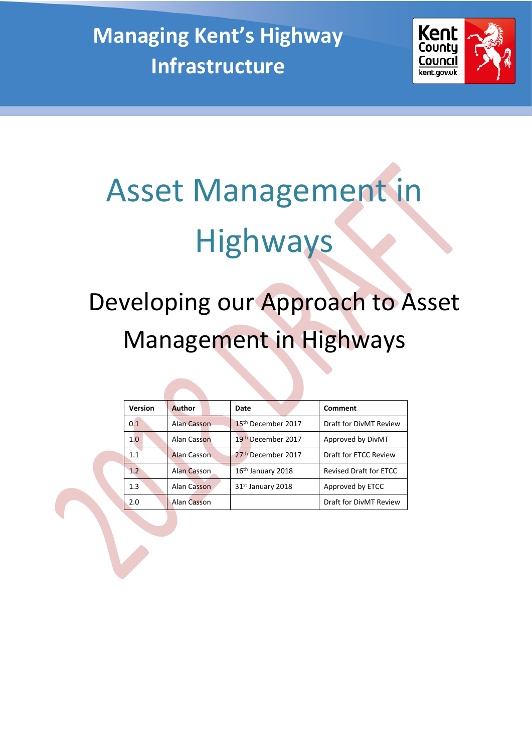# Managing Kent's Highway Infrastructure

Kent County Council
kent.gov.uk

# Asset Management in Highways

## Developing our Approach to Asset Management in Highways

2018 DRAFT

| Version | Author | Date | Comment |
|---|---|---|---|
| 0.1 | Alan Casson | 15th December 2017 | Draft for DivMT Review |
| 1.0 | Alan Casson | 19th December 2017 | Approved by DivMT |
| 1.1 | Alan Casson | 27th December 2017 | Draft for ETCC Review |
| 1.2 | Alan Casson | 16th January 2018 | Revised Draft for ETCC |
| 1.3 | Alan Casson | 31st January 2018 | Approved by ETCC |
| 2.0 | Alan Casson | | Draft for DivMT Review |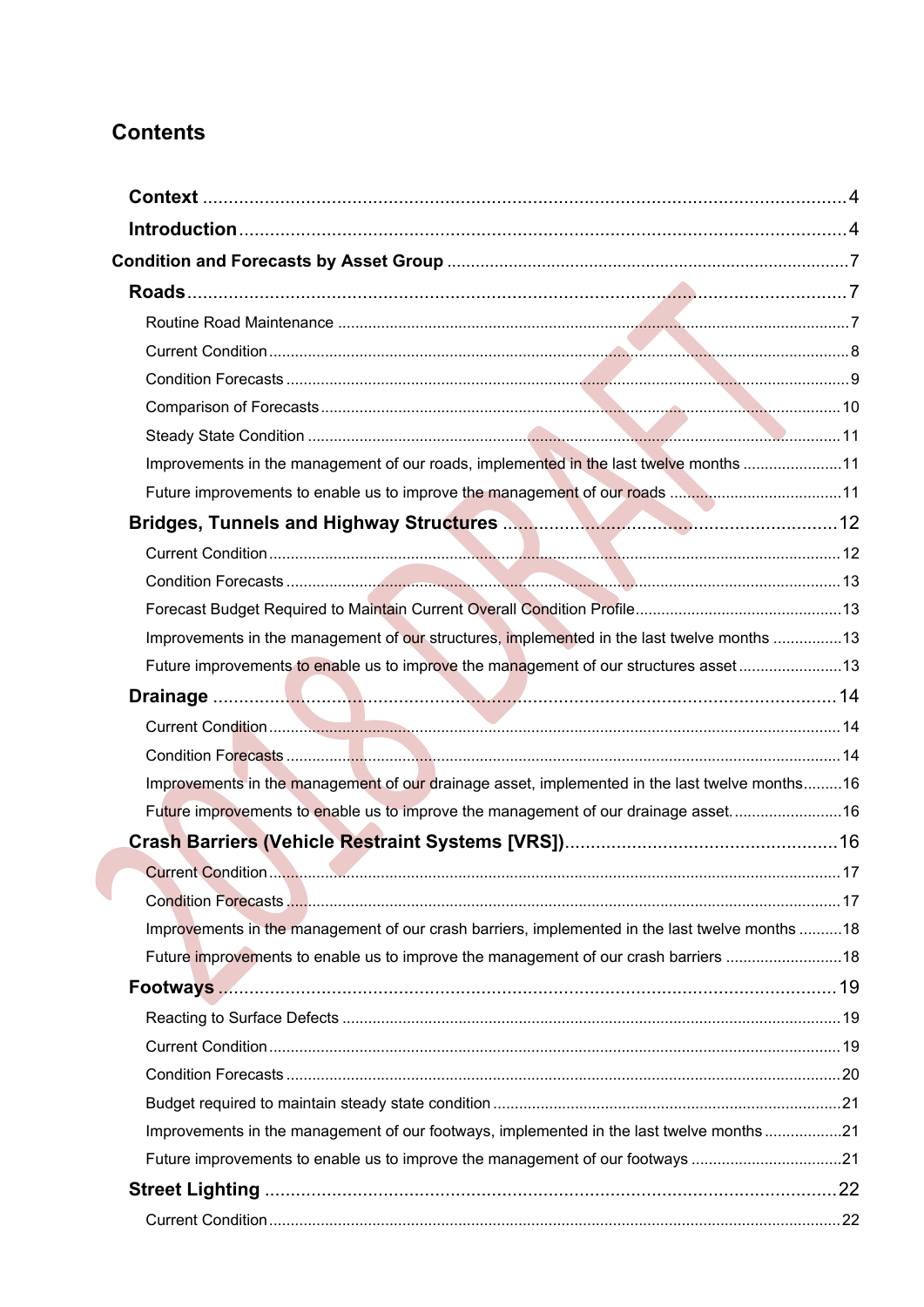# Contents

- **Context** .......... 4
- **Introduction** .......... 4

**Condition and Forecasts by Asset Group** .......... 7

- **Roads** .......... 7
  - Routine Road Maintenance .......... 7
  - Current Condition .......... 8
  - Condition Forecasts .......... 9
  - Comparison of Forecasts .......... 10
  - Steady State Condition .......... 11
  - Improvements in the management of our roads, implemented in the last twelve months .......... 11
  - Future improvements to enable us to improve the management of our roads .......... 11
- **Bridges, Tunnels and Highway Structures** .......... 12
  - Current Condition .......... 12
  - Condition Forecasts .......... 13
  - Forecast Budget Required to Maintain Current Overall Condition Profile .......... 13
  - Improvements in the management of our structures, implemented in the last twelve months .......... 13
  - Future improvements to enable us to improve the management of our structures asset .......... 13
- **Drainage** .......... 14
  - Current Condition .......... 14
  - Condition Forecasts .......... 14
  - Improvements in the management of our drainage asset, implemented in the last twelve months .......... 16
  - Future improvements to enable us to improve the management of our drainage asset. .......... 16
- **Crash Barriers (Vehicle Restraint Systems [VRS])** .......... 16
  - Current Condition .......... 17
  - Condition Forecasts .......... 17
  - Improvements in the management of our crash barriers, implemented in the last twelve months .......... 18
  - Future improvements to enable us to improve the management of our crash barriers .......... 18
- **Footways** .......... 19
  - Reacting to Surface Defects .......... 19
  - Current Condition .......... 19
  - Condition Forecasts .......... 20
  - Budget required to maintain steady state condition .......... 21
  - Improvements in the management of our footways, implemented in the last twelve months .......... 21
  - Future improvements to enable us to improve the management of our footways .......... 21
- **Street Lighting** .......... 22
  - Current Condition .......... 22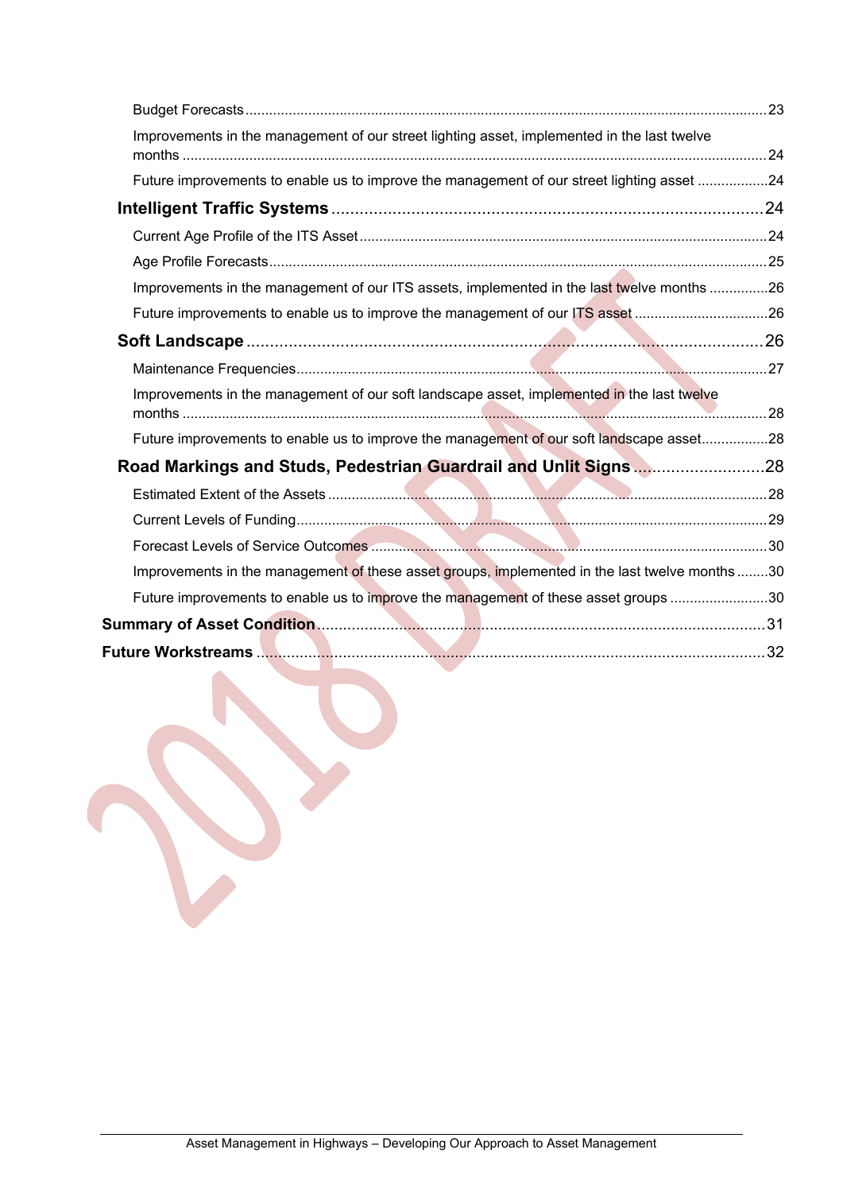Budget Forecasts ... 23

Improvements in the management of our street lighting asset, implemented in the last twelve months ... 24

Future improvements to enable us to improve the management of our street lighting asset ... 24

**Intelligent Traffic Systems** ... 24

Current Age Profile of the ITS Asset ... 24

Age Profile Forecasts ... 25

Improvements in the management of our ITS assets, implemented in the last twelve months ... 26

Future improvements to enable us to improve the management of our ITS asset ... 26

**Soft Landscape** ... 26

Maintenance Frequencies ... 27

Improvements in the management of our soft landscape asset, implemented in the last twelve months ... 28

Future improvements to enable us to improve the management of our soft landscape asset ... 28

**Road Markings and Studs, Pedestrian Guardrail and Unlit Signs** ... 28

Estimated Extent of the Assets ... 28

Current Levels of Funding ... 29

Forecast Levels of Service Outcomes ... 30

Improvements in the management of these asset groups, implemented in the last twelve months ... 30

Future improvements to enable us to improve the management of these asset groups ... 30

**Summary of Asset Condition** ... 31

**Future Workstreams** ... 32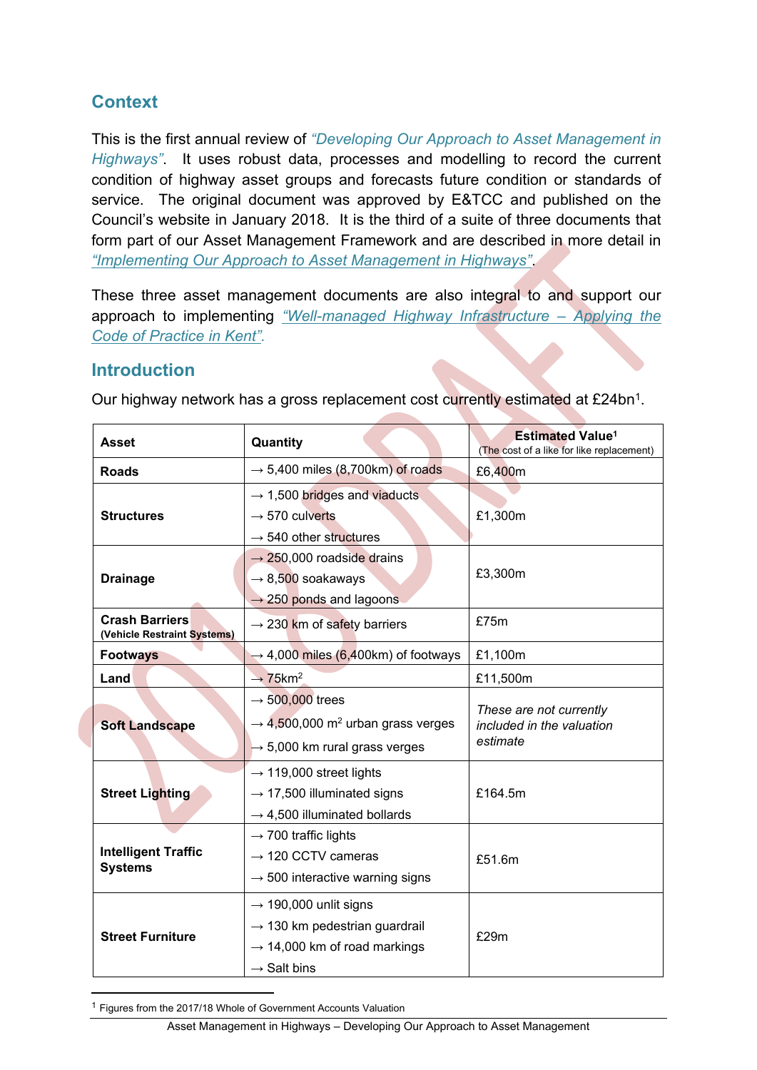## Context

This is the first annual review of *"Developing Our Approach to Asset Management in Highways"*. It uses robust data, processes and modelling to record the current condition of highway asset groups and forecasts future condition or standards of service. The original document was approved by E&TCC and published on the Council's website in January 2018. It is the third of a suite of three documents that form part of our Asset Management Framework and are described in more detail in *"Implementing Our Approach to Asset Management in Highways"*.

These three asset management documents are also integral to and support our approach to implementing *"Well-managed Highway Infrastructure – Applying the Code of Practice in Kent"*.

## Introduction

Our highway network has a gross replacement cost currently estimated at £24bn[1].

| Asset | Quantity | Estimated Value[1] (The cost of a like for like replacement) |
|---|---|---|
| **Roads** | → 5,400 miles (8,700km) of roads | £6,400m |
| **Structures** | → 1,500 bridges and viaducts<br>→ 570 culverts<br>→ 540 other structures | £1,300m |
| **Drainage** | → 250,000 roadside drains<br>→ 8,500 soakaways<br>→ 250 ponds and lagoons | £3,300m |
| **Crash Barriers (Vehicle Restraint Systems)** | → 230 km of safety barriers | £75m |
| **Footways** | → 4,000 miles (6,400km) of footways | £1,100m |
| **Land** | → 75km$^2$ | £11,500m |
| **Soft Landscape** | → 500,000 trees<br>→ 4,500,000 m$^2$ urban grass verges<br>→ 5,000 km rural grass verges | *These are not currently included in the valuation estimate* |
| **Street Lighting** | → 119,000 street lights<br>→ 17,500 illuminated signs<br>→ 4,500 illuminated bollards | £164.5m |
| **Intelligent Traffic Systems** | → 700 traffic lights<br>→ 120 CCTV cameras<br>→ 500 interactive warning signs | £51.6m |
| **Street Furniture** | → 190,000 unlit signs<br>→ 130 km pedestrian guardrail<br>→ 14,000 km of road markings<br>→ Salt bins | £29m |

[1] Figures from the 2017/18 Whole of Government Accounts Valuation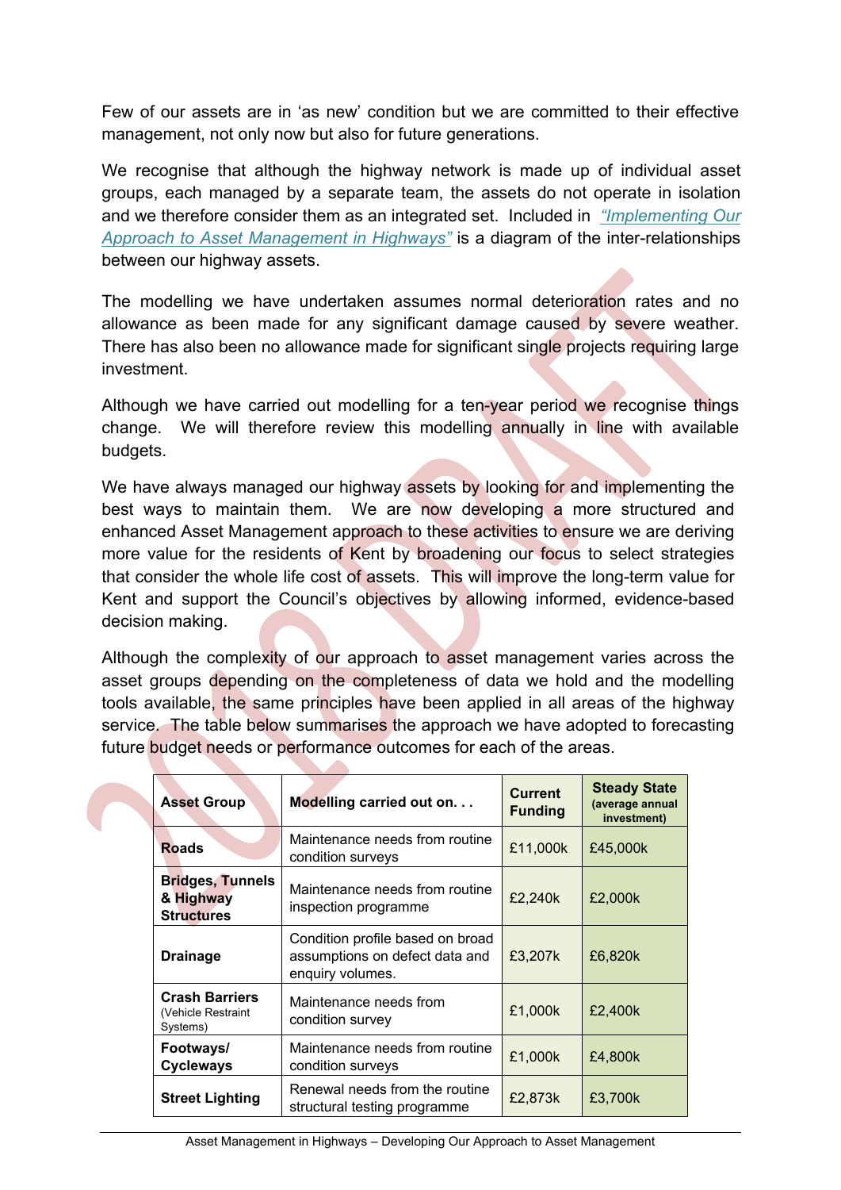Few of our assets are in 'as new' condition but we are committed to their effective management, not only now but also for future generations.

We recognise that although the highway network is made up of individual asset groups, each managed by a separate team, the assets do not operate in isolation and we therefore consider them as an integrated set. Included in *"Implementing Our Approach to Asset Management in Highways"* is a diagram of the inter-relationships between our highway assets.

The modelling we have undertaken assumes normal deterioration rates and no allowance as been made for any significant damage caused by severe weather. There has also been no allowance made for significant single projects requiring large investment.

Although we have carried out modelling for a ten-year period we recognise things change. We will therefore review this modelling annually in line with available budgets.

We have always managed our highway assets by looking for and implementing the best ways to maintain them. We are now developing a more structured and enhanced Asset Management approach to these activities to ensure we are deriving more value for the residents of Kent by broadening our focus to select strategies that consider the whole life cost of assets. This will improve the long-term value for Kent and support the Council's objectives by allowing informed, evidence-based decision making.

Although the complexity of our approach to asset management varies across the asset groups depending on the completeness of data we hold and the modelling tools available, the same principles have been applied in all areas of the highway service. The table below summarises the approach we have adopted to forecasting future budget needs or performance outcomes for each of the areas.

| Asset Group | Modelling carried out on. . . | Current Funding | Steady State (average annual investment) |
|---|---|---|---|
| **Roads** | Maintenance needs from routine condition surveys | £11,000k | £45,000k |
| **Bridges, Tunnels & Highway Structures** | Maintenance needs from routine inspection programme | £2,240k | £2,000k |
| **Drainage** | Condition profile based on broad assumptions on defect data and enquiry volumes. | £3,207k | £6,820k |
| **Crash Barriers** (Vehicle Restraint Systems) | Maintenance needs from condition survey | £1,000k | £2,400k |
| **Footways/ Cycleways** | Maintenance needs from routine condition surveys | £1,000k | £4,800k |
| **Street Lighting** | Renewal needs from the routine structural testing programme | £2,873k | £3,700k |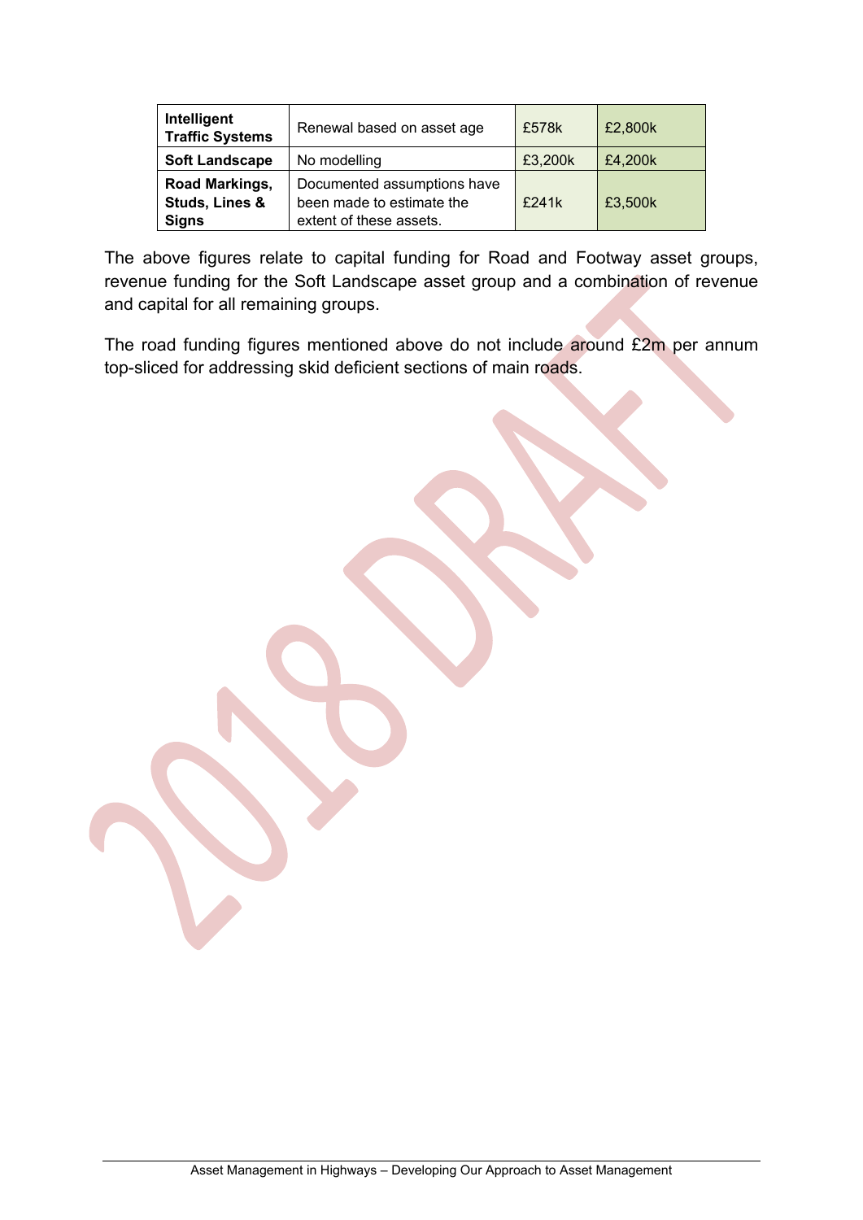| | | | |
|---|---|---|---|
| **Intelligent Traffic Systems** | Renewal based on asset age | £578k | £2,800k |
| **Soft Landscape** | No modelling | £3,200k | £4,200k |
| **Road Markings, Studs, Lines & Signs** | Documented assumptions have been made to estimate the extent of these assets. | £241k | £3,500k |

The above figures relate to capital funding for Road and Footway asset groups, revenue funding for the Soft Landscape asset group and a combination of revenue and capital for all remaining groups.

The road funding figures mentioned above do not include around £2m per annum top-sliced for addressing skid deficient sections of main roads.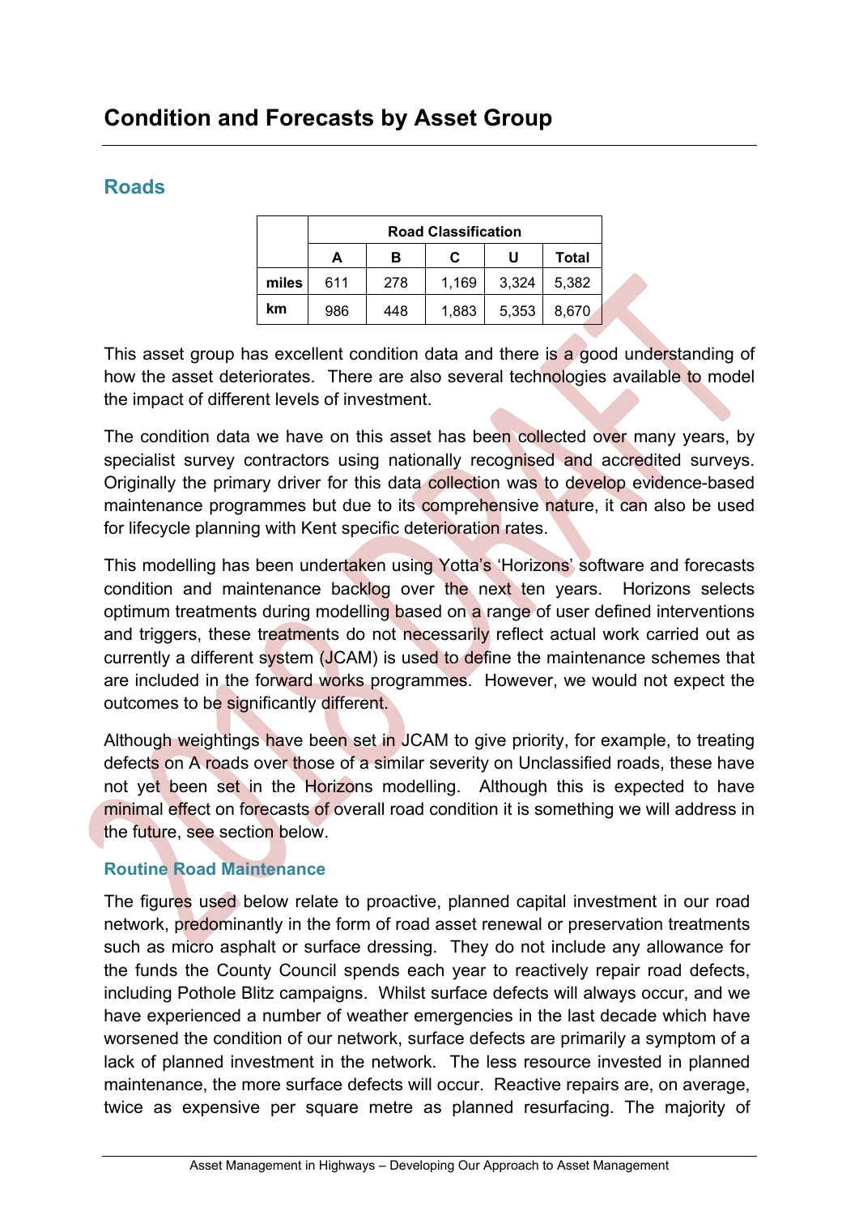# Condition and Forecasts by Asset Group

## Roads

| | Road Classification | | | | |
|---|---|---|---|---|---|
| | A | B | C | U | Total |
| miles | 611 | 278 | 1,169 | 3,324 | 5,382 |
| km | 986 | 448 | 1,883 | 5,353 | 8,670 |

This asset group has excellent condition data and there is a good understanding of how the asset deteriorates. There are also several technologies available to model the impact of different levels of investment.

The condition data we have on this asset has been collected over many years, by specialist survey contractors using nationally recognised and accredited surveys. Originally the primary driver for this data collection was to develop evidence-based maintenance programmes but due to its comprehensive nature, it can also be used for lifecycle planning with Kent specific deterioration rates.

This modelling has been undertaken using Yotta's 'Horizons' software and forecasts condition and maintenance backlog over the next ten years. Horizons selects optimum treatments during modelling based on a range of user defined interventions and triggers, these treatments do not necessarily reflect actual work carried out as currently a different system (JCAM) is used to define the maintenance schemes that are included in the forward works programmes. However, we would not expect the outcomes to be significantly different.

Although weightings have been set in JCAM to give priority, for example, to treating defects on A roads over those of a similar severity on Unclassified roads, these have not yet been set in the Horizons modelling. Although this is expected to have minimal effect on forecasts of overall road condition it is something we will address in the future, see section below.

### Routine Road Maintenance

The figures used below relate to proactive, planned capital investment in our road network, predominantly in the form of road asset renewal or preservation treatments such as micro asphalt or surface dressing. They do not include any allowance for the funds the County Council spends each year to reactively repair road defects, including Pothole Blitz campaigns. Whilst surface defects will always occur, and we have experienced a number of weather emergencies in the last decade which have worsened the condition of our network, surface defects are primarily a symptom of a lack of planned investment in the network. The less resource invested in planned maintenance, the more surface defects will occur. Reactive repairs are, on average, twice as expensive per square metre as planned resurfacing. The majority of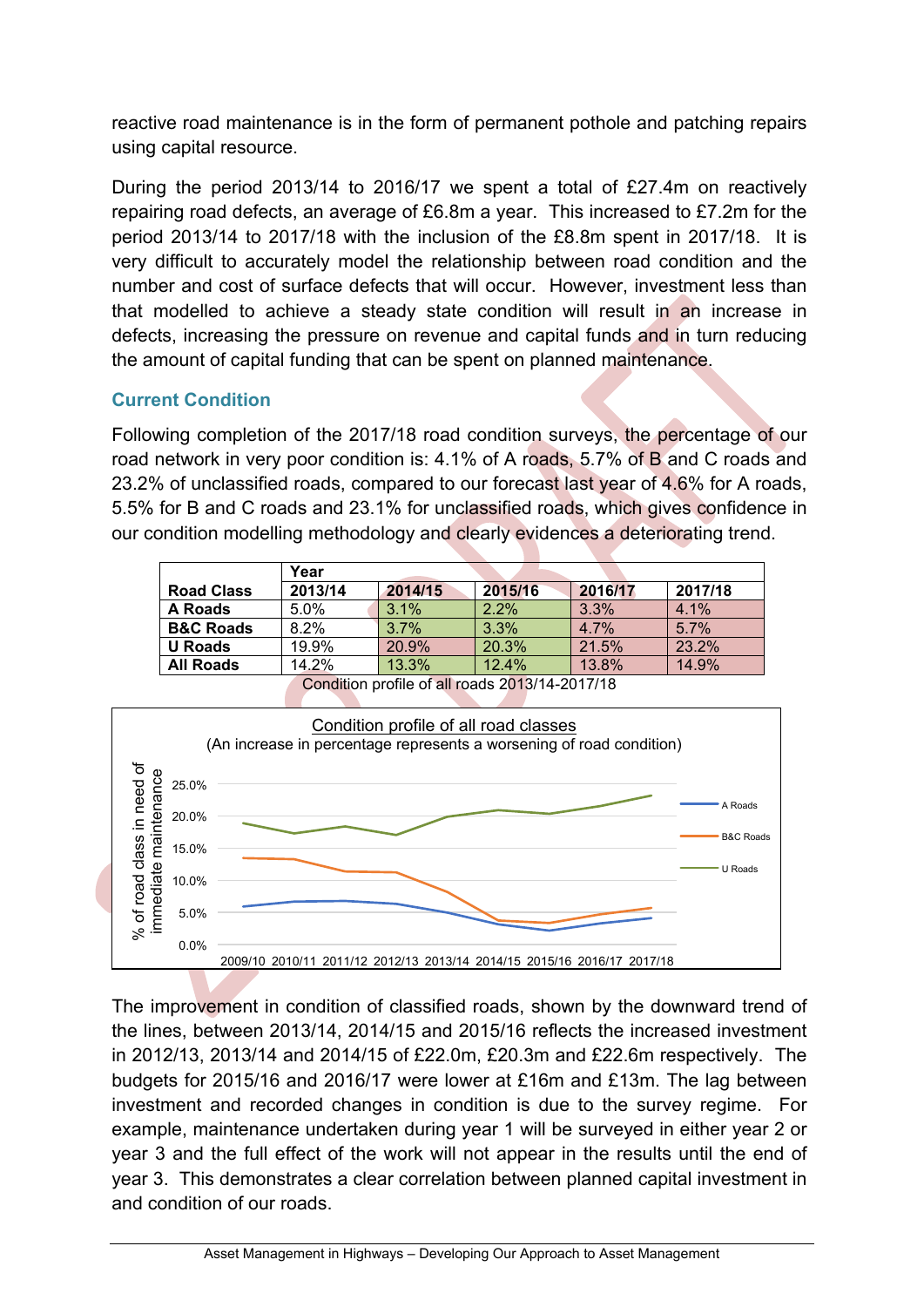reactive road maintenance is in the form of permanent pothole and patching repairs using capital resource.

During the period 2013/14 to 2016/17 we spent a total of £27.4m on reactively repairing road defects, an average of £6.8m a year. This increased to £7.2m for the period 2013/14 to 2017/18 with the inclusion of the £8.8m spent in 2017/18. It is very difficult to accurately model the relationship between road condition and the number and cost of surface defects that will occur. However, investment less than that modelled to achieve a steady state condition will result in an increase in defects, increasing the pressure on revenue and capital funds and in turn reducing the amount of capital funding that can be spent on planned maintenance.

## Current Condition

Following completion of the 2017/18 road condition surveys, the percentage of our road network in very poor condition is: 4.1% of A roads, 5.7% of B and C roads and 23.2% of unclassified roads, compared to our forecast last year of 4.6% for A roads, 5.5% for B and C roads and 23.1% for unclassified roads, which gives confidence in our condition modelling methodology and clearly evidences a deteriorating trend.

| | Year | | | | |
|---|---|---|---|---|---|
| **Road Class** | **2013/14** | **2014/15** | **2015/16** | **2016/17** | **2017/18** |
| **A Roads** | 5.0% | 3.1% | 2.2% | 3.3% | 4.1% |
| **B&C Roads** | 8.2% | 3.7% | 3.3% | 4.7% | 5.7% |
| **U Roads** | 19.9% | 20.9% | 20.3% | 21.5% | 23.2% |
| **All Roads** | 14.2% | 13.3% | 12.4% | 13.8% | 14.9% |

Condition profile of all roads 2013/14-2017/18

Condition profile of all road classes
(An increase in percentage represents a worsening of road condition)

The improvement in condition of classified roads, shown by the downward trend of the lines, between 2013/14, 2014/15 and 2015/16 reflects the increased investment in 2012/13, 2013/14 and 2014/15 of £22.0m, £20.3m and £22.6m respectively. The budgets for 2015/16 and 2016/17 were lower at £16m and £13m. The lag between investment and recorded changes in condition is due to the survey regime. For example, maintenance undertaken during year 1 will be surveyed in either year 2 or year 3 and the full effect of the work will not appear in the results until the end of year 3. This demonstrates a clear correlation between planned capital investment in and condition of our roads.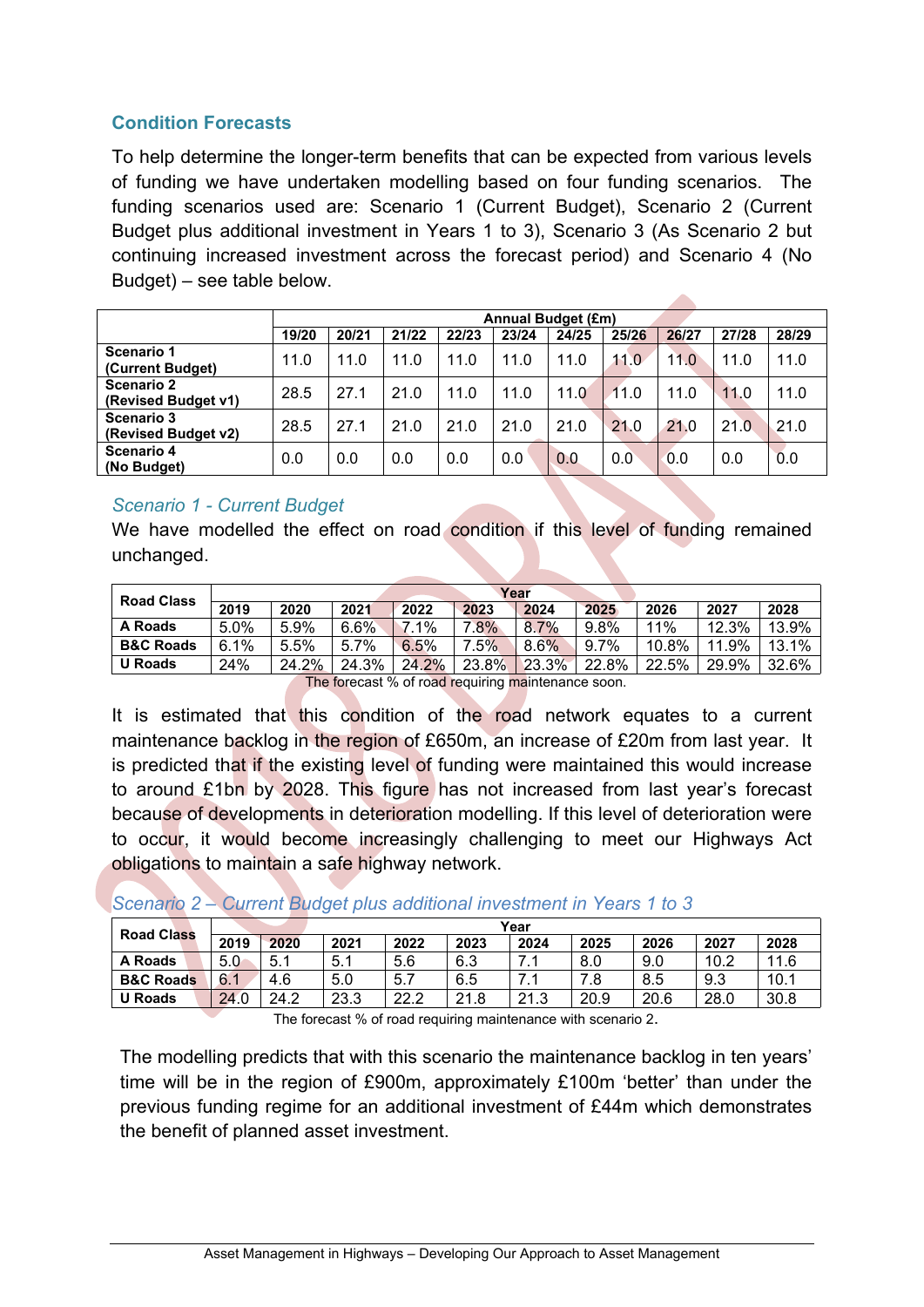## Condition Forecasts

To help determine the longer-term benefits that can be expected from various levels of funding we have undertaken modelling based on four funding scenarios. The funding scenarios used are: Scenario 1 (Current Budget), Scenario 2 (Current Budget plus additional investment in Years 1 to 3), Scenario 3 (As Scenario 2 but continuing increased investment across the forecast period) and Scenario 4 (No Budget) – see table below.

| | Annual Budget (£m) | | | | | | | | | |
|---|---|---|---|---|---|---|---|---|---|---|
| | 19/20 | 20/21 | 21/22 | 22/23 | 23/24 | 24/25 | 25/26 | 26/27 | 27/28 | 28/29 |
| **Scenario 1 (Current Budget)** | 11.0 | 11.0 | 11.0 | 11.0 | 11.0 | 11.0 | 11.0 | 11.0 | 11.0 | 11.0 |
| **Scenario 2 (Revised Budget v1)** | 28.5 | 27.1 | 21.0 | 11.0 | 11.0 | 11.0 | 11.0 | 11.0 | 11.0 | 11.0 |
| **Scenario 3 (Revised Budget v2)** | 28.5 | 27.1 | 21.0 | 21.0 | 21.0 | 21.0 | 21.0 | 21.0 | 21.0 | 21.0 |
| **Scenario 4 (No Budget)** | 0.0 | 0.0 | 0.0 | 0.0 | 0.0 | 0.0 | 0.0 | 0.0 | 0.0 | 0.0 |

### *Scenario 1 - Current Budget*

We have modelled the effect on road condition if this level of funding remained unchanged.

| Road Class | Year | | | | | | | | | |
|---|---|---|---|---|---|---|---|---|---|---|
| | 2019 | 2020 | 2021 | 2022 | 2023 | 2024 | 2025 | 2026 | 2027 | 2028 |
| **A Roads** | 5.0% | 5.9% | 6.6% | 7.1% | 7.8% | 8.7% | 9.8% | 11% | 12.3% | 13.9% |
| **B&C Roads** | 6.1% | 5.5% | 5.7% | 6.5% | 7.5% | 8.6% | 9.7% | 10.8% | 11.9% | 13.1% |
| **U Roads** | 24% | 24.2% | 24.3% | 24.2% | 23.8% | 23.3% | 22.8% | 22.5% | 29.9% | 32.6% |

The forecast % of road requiring maintenance soon.

It is estimated that this condition of the road network equates to a current maintenance backlog in the region of £650m, an increase of £20m from last year. It is predicted that if the existing level of funding were maintained this would increase to around £1bn by 2028. This figure has not increased from last year's forecast because of developments in deterioration modelling. If this level of deterioration were to occur, it would become increasingly challenging to meet our Highways Act obligations to maintain a safe highway network.

### *Scenario 2 – Current Budget plus additional investment in Years 1 to 3*

| Road Class | Year | | | | | | | | | |
|---|---|---|---|---|---|---|---|---|---|---|
| | 2019 | 2020 | 2021 | 2022 | 2023 | 2024 | 2025 | 2026 | 2027 | 2028 |
| **A Roads** | 5.0 | 5.1 | 5.1 | 5.6 | 6.3 | 7.1 | 8.0 | 9.0 | 10.2 | 11.6 |
| **B&C Roads** | 6.1 | 4.6 | 5.0 | 5.7 | 6.5 | 7.1 | 7.8 | 8.5 | 9.3 | 10.1 |
| **U Roads** | 24.0 | 24.2 | 23.3 | 22.2 | 21.8 | 21.3 | 20.9 | 20.6 | 28.0 | 30.8 |

The forecast % of road requiring maintenance with scenario 2.

The modelling predicts that with this scenario the maintenance backlog in ten years' time will be in the region of £900m, approximately £100m 'better' than under the previous funding regime for an additional investment of £44m which demonstrates the benefit of planned asset investment.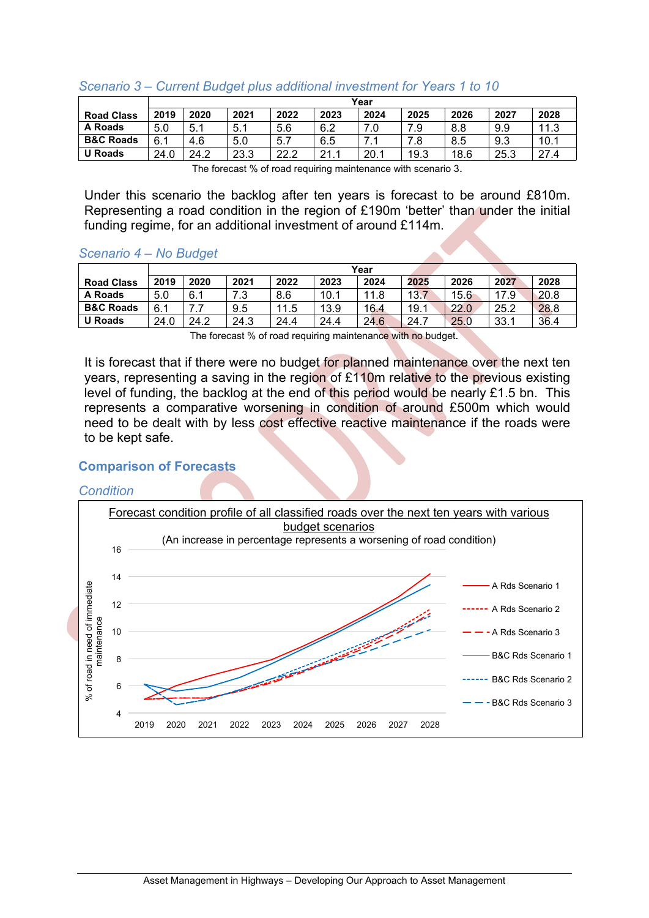*Scenario 3 – Current Budget plus additional investment for Years 1 to 10*

| Road Class | Year | | | | | | | | | |
|---|---|---|---|---|---|---|---|---|---|---|
| | 2019 | 2020 | 2021 | 2022 | 2023 | 2024 | 2025 | 2026 | 2027 | 2028 |
| A Roads | 5.0 | 5.1 | 5.1 | 5.6 | 6.2 | 7.0 | 7.9 | 8.8 | 9.9 | 11.3 |
| B&C Roads | 6.1 | 4.6 | 5.0 | 5.7 | 6.5 | 7.1 | 7.8 | 8.5 | 9.3 | 10.1 |
| U Roads | 24.0 | 24.2 | 23.3 | 22.2 | 21.1 | 20.1 | 19.3 | 18.6 | 25.3 | 27.4 |

The forecast % of road requiring maintenance with scenario 3.

Under this scenario the backlog after ten years is forecast to be around £810m. Representing a road condition in the region of £190m 'better' than under the initial funding regime, for an additional investment of around £114m.

*Scenario 4 – No Budget*

| Road Class | Year | | | | | | | | | |
|---|---|---|---|---|---|---|---|---|---|---|
| | 2019 | 2020 | 2021 | 2022 | 2023 | 2024 | 2025 | 2026 | 2027 | 2028 |
| A Roads | 5.0 | 6.1 | 7.3 | 8.6 | 10.1 | 11.8 | 13.7 | 15.6 | 17.9 | 20.8 |
| B&C Roads | 6.1 | 7.7 | 9.5 | 11.5 | 13.9 | 16.4 | 19.1 | 22.0 | 25.2 | 28.8 |
| U Roads | 24.0 | 24.2 | 24.3 | 24.4 | 24.4 | 24.6 | 24.7 | 25.0 | 33.1 | 36.4 |

The forecast % of road requiring maintenance with no budget.

It is forecast that if there were no budget for planned maintenance over the next ten years, representing a saving in the region of £110m relative to the previous existing level of funding, the backlog at the end of this period would be nearly £1.5 bn. This represents a comparative worsening in condition of around £500m which would need to be dealt with by less cost effective reactive maintenance if the roads were to be kept safe.

## Comparison of Forecasts

*Condition*

Forecast condition profile of all classified roads over the next ten years with various budget scenarios

(An increase in percentage represents a worsening of road condition)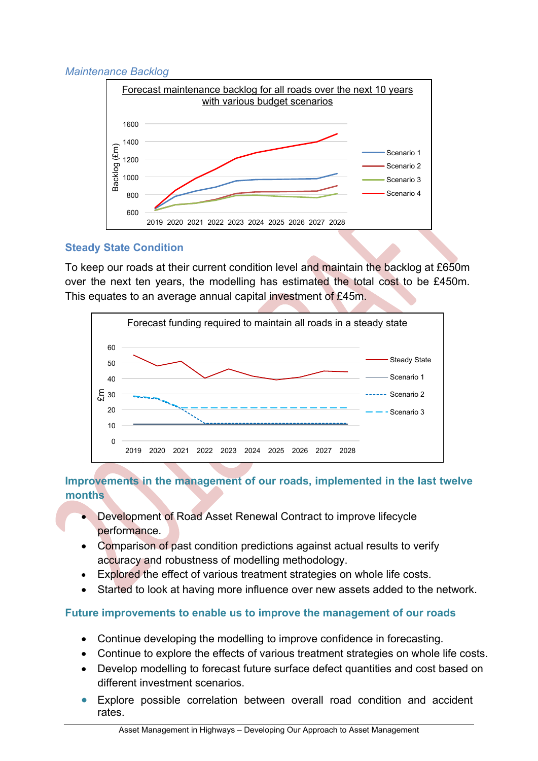*Maintenance Backlog*

Forecast maintenance backlog for all roads over the next 10 years with various budget scenarios

### Steady State Condition

To keep our roads at their current condition level and maintain the backlog at £650m over the next ten years, the modelling has estimated the total cost to be £450m. This equates to an average annual capital investment of £45m.

Forecast funding required to maintain all roads in a steady state

### Improvements in the management of our roads, implemented in the last twelve months

- Development of Road Asset Renewal Contract to improve lifecycle performance.
- Comparison of past condition predictions against actual results to verify accuracy and robustness of modelling methodology.
- Explored the effect of various treatment strategies on whole life costs.
- Started to look at having more influence over new assets added to the network.

### Future improvements to enable us to improve the management of our roads

- Continue developing the modelling to improve confidence in forecasting.
- Continue to explore the effects of various treatment strategies on whole life costs.
- Develop modelling to forecast future surface defect quantities and cost based on different investment scenarios.
- Explore possible correlation between overall road condition and accident rates.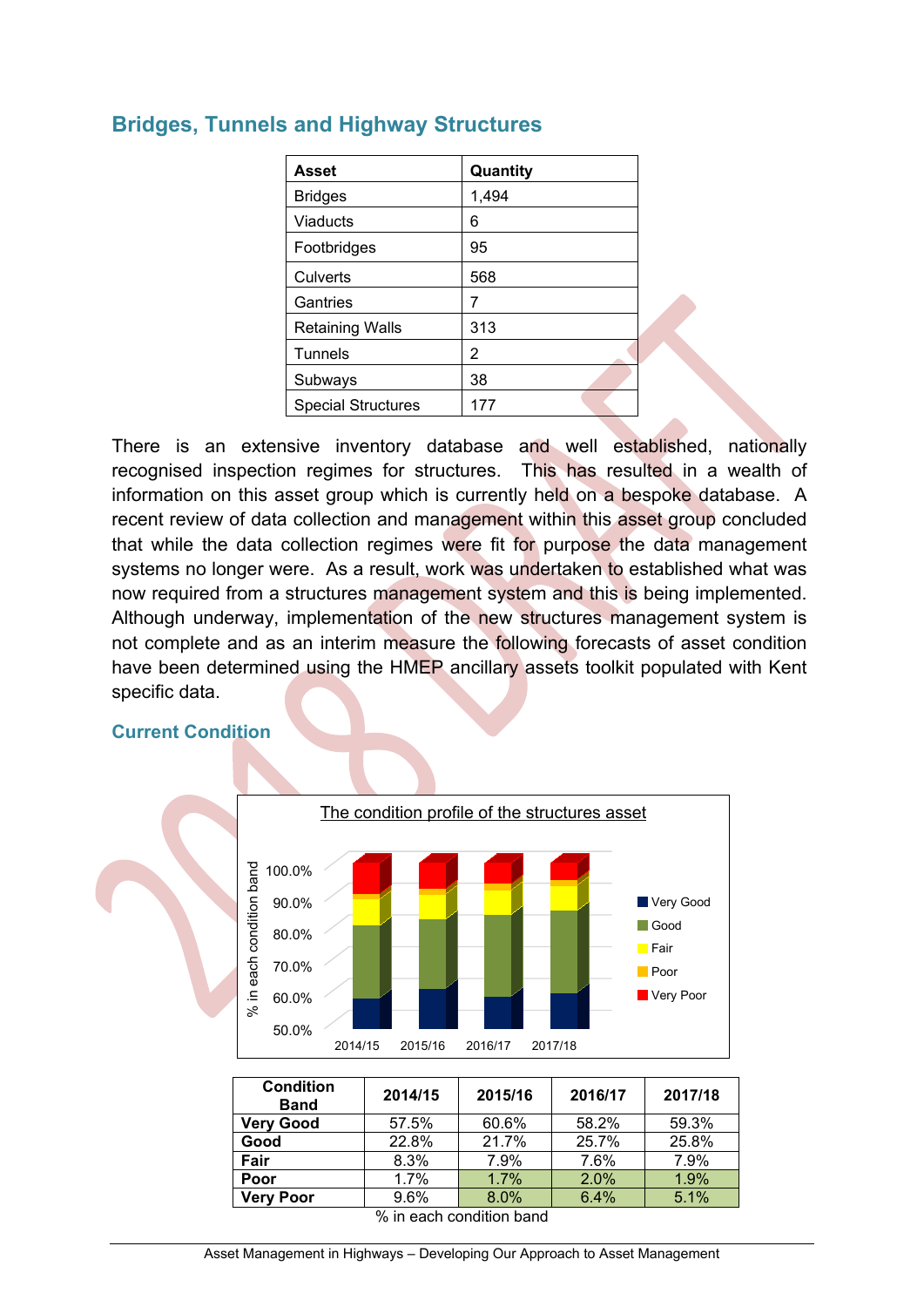## Bridges, Tunnels and Highway Structures

| Asset | Quantity |
|---|---|
| Bridges | 1,494 |
| Viaducts | 6 |
| Footbridges | 95 |
| Culverts | 568 |
| Gantries | 7 |
| Retaining Walls | 313 |
| Tunnels | 2 |
| Subways | 38 |
| Special Structures | 177 |

There is an extensive inventory database and well established, nationally recognised inspection regimes for structures. This has resulted in a wealth of information on this asset group which is currently held on a bespoke database. A recent review of data collection and management within this asset group concluded that while the data collection regimes were fit for purpose the data management systems no longer were. As a result, work was undertaken to established what was now required from a structures management system and this is being implemented. Although underway, implementation of the new structures management system is not complete and as an interim measure the following forecasts of asset condition have been determined using the HMEP ancillary assets toolkit populated with Kent specific data.

### Current Condition

The condition profile of the structures asset

| Condition Band | 2014/15 | 2015/16 | 2016/17 | 2017/18 |
|---|---|---|---|---|
| **Very Good** | 57.5% | 60.6% | 58.2% | 59.3% |
| **Good** | 22.8% | 21.7% | 25.7% | 25.8% |
| **Fair** | 8.3% | 7.9% | 7.6% | 7.9% |
| **Poor** | 1.7% | 1.7% | 2.0% | 1.9% |
| **Very Poor** | 9.6% | 8.0% | 6.4% | 5.1% |

% in each condition band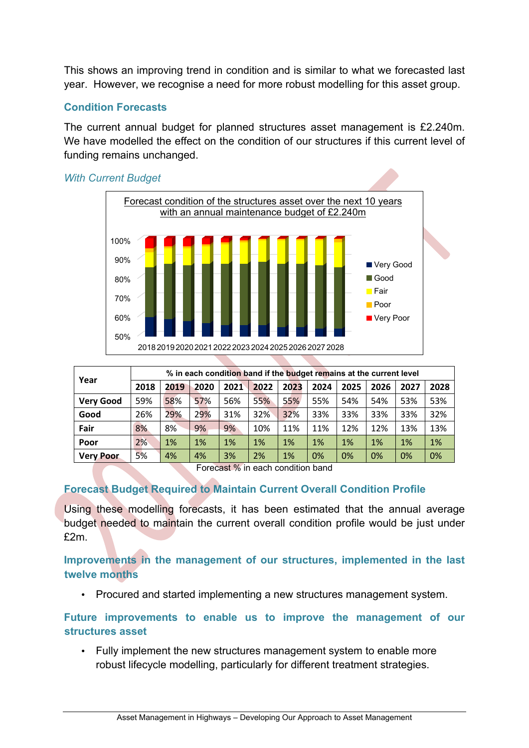This shows an improving trend in condition and is similar to what we forecasted last year. However, we recognise a need for more robust modelling for this asset group.

### Condition Forecasts

The current annual budget for planned structures asset management is £2.240m. We have modelled the effect on the condition of our structures if this current level of funding remains unchanged.

*With Current Budget*

Forecast condition of the structures asset over the next 10 years with an annual maintenance budget of £2.240m

| Year | % in each condition band if the budget remains at the current level | | | | | | | | | | |
|---|---|---|---|---|---|---|---|---|---|---|---|
| | **2018** | **2019** | **2020** | **2021** | **2022** | **2023** | **2024** | **2025** | **2026** | **2027** | **2028** |
| **Very Good** | 59% | 58% | 57% | 56% | 55% | 55% | 55% | 54% | 54% | 53% | 53% |
| **Good** | 26% | 29% | 29% | 31% | 32% | 32% | 33% | 33% | 33% | 33% | 32% |
| **Fair** | 8% | 8% | 9% | 9% | 10% | 11% | 11% | 12% | 12% | 13% | 13% |
| **Poor** | 2% | 1% | 1% | 1% | 1% | 1% | 1% | 1% | 1% | 1% | 1% |
| **Very Poor** | 5% | 4% | 4% | 3% | 2% | 1% | 0% | 0% | 0% | 0% | 0% |

Forecast % in each condition band

### Forecast Budget Required to Maintain Current Overall Condition Profile

Using these modelling forecasts, it has been estimated that the annual average budget needed to maintain the current overall condition profile would be just under £2m.

### Improvements in the management of our structures, implemented in the last twelve months

- Procured and started implementing a new structures management system.

### Future improvements to enable us to improve the management of our structures asset

- Fully implement the new structures management system to enable more robust lifecycle modelling, particularly for different treatment strategies.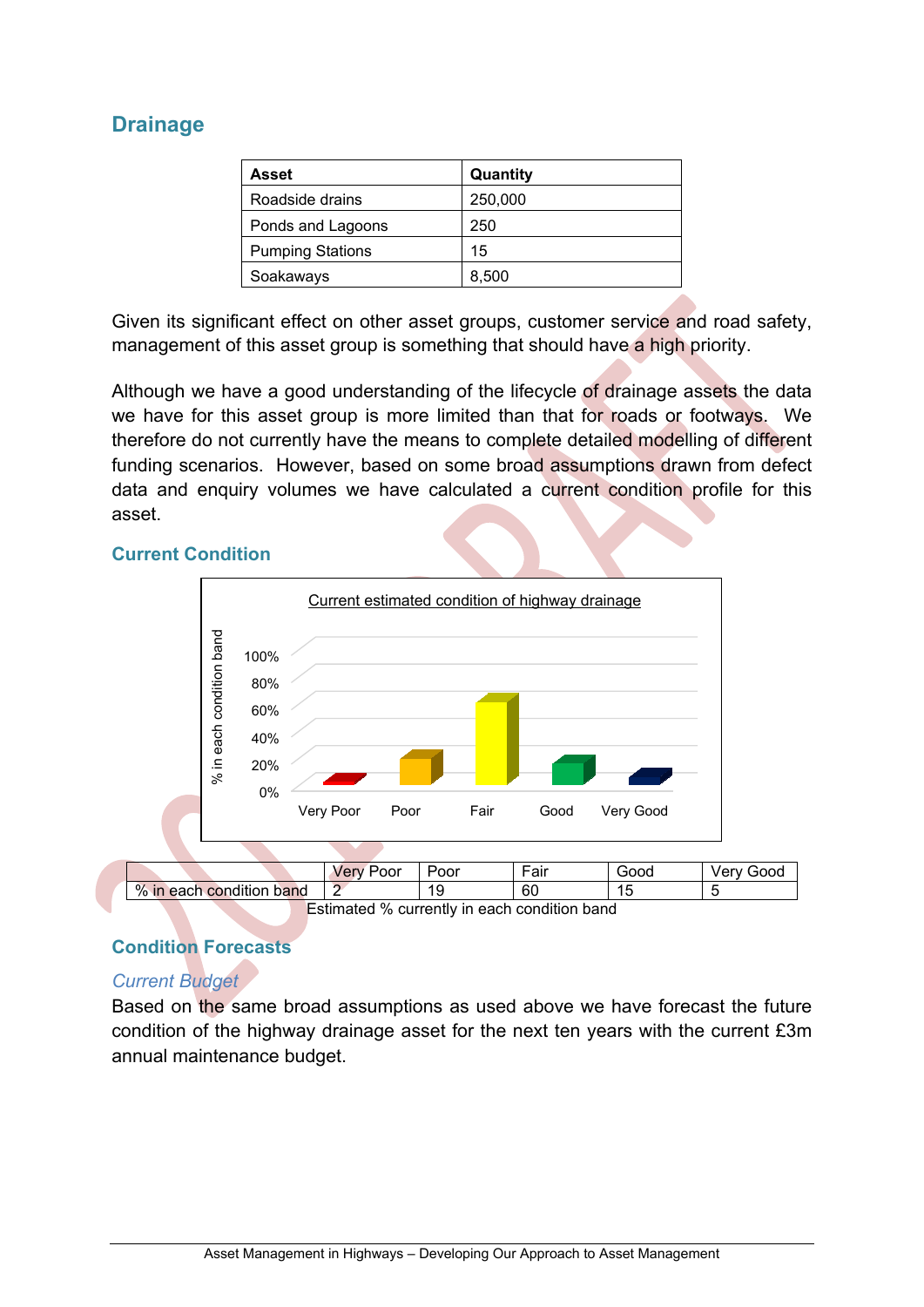## Drainage

| Asset | Quantity |
|---|---|
| Roadside drains | 250,000 |
| Ponds and Lagoons | 250 |
| Pumping Stations | 15 |
| Soakaways | 8,500 |

Given its significant effect on other asset groups, customer service and road safety, management of this asset group is something that should have a high priority.

Although we have a good understanding of the lifecycle of drainage assets the data we have for this asset group is more limited than that for roads or footways. We therefore do not currently have the means to complete detailed modelling of different funding scenarios. However, based on some broad assumptions drawn from defect data and enquiry volumes we have calculated a current condition profile for this asset.

### Current Condition

Current estimated condition of highway drainage

| | Very Poor | Poor | Fair | Good | Very Good |
|---|---|---|---|---|---|
| % in each condition band | 2 | 19 | 60 | 15 | 5 |

Estimated % currently in each condition band

### Condition Forecasts

*Current Budget*

Based on the same broad assumptions as used above we have forecast the future condition of the highway drainage asset for the next ten years with the current £3m annual maintenance budget.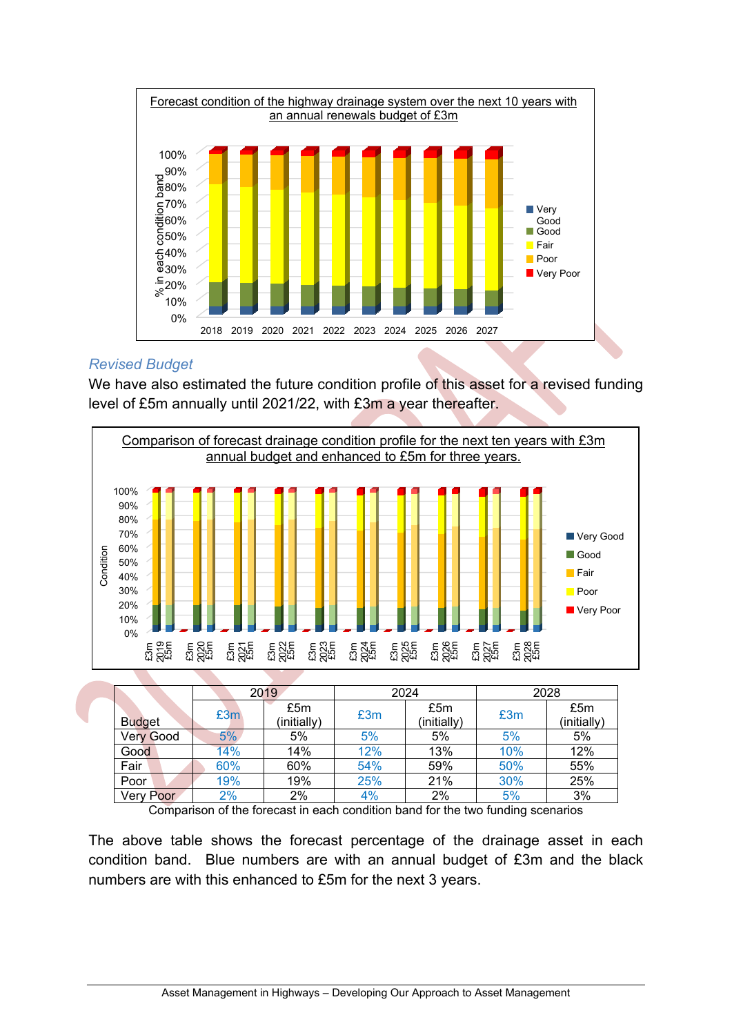Forecast condition of the highway drainage system over the next 10 years with an annual renewals budget of £3m

## *Revised Budget*

We have also estimated the future condition profile of this asset for a revised funding level of £5m annually until 2021/22, with £3m a year thereafter.

Comparison of forecast drainage condition profile for the next ten years with £3m annual budget and enhanced to £5m for three years.

| Budget | 2019 | | 2024 | | 2028 | |
|---|---|---|---|---|---|---|
| | £3m | £5m (initially) | £3m | £5m (initially) | £3m | £5m (initially) |
| Very Good | 5% | 5% | 5% | 5% | 5% | 5% |
| Good | 14% | 14% | 12% | 13% | 10% | 12% |
| Fair | 60% | 60% | 54% | 59% | 50% | 55% |
| Poor | 19% | 19% | 25% | 21% | 30% | 25% |
| Very Poor | 2% | 2% | 4% | 2% | 5% | 3% |

Comparison of the forecast in each condition band for the two funding scenarios

The above table shows the forecast percentage of the drainage asset in each condition band. Blue numbers are with an annual budget of £3m and the black numbers are with this enhanced to £5m for the next 3 years.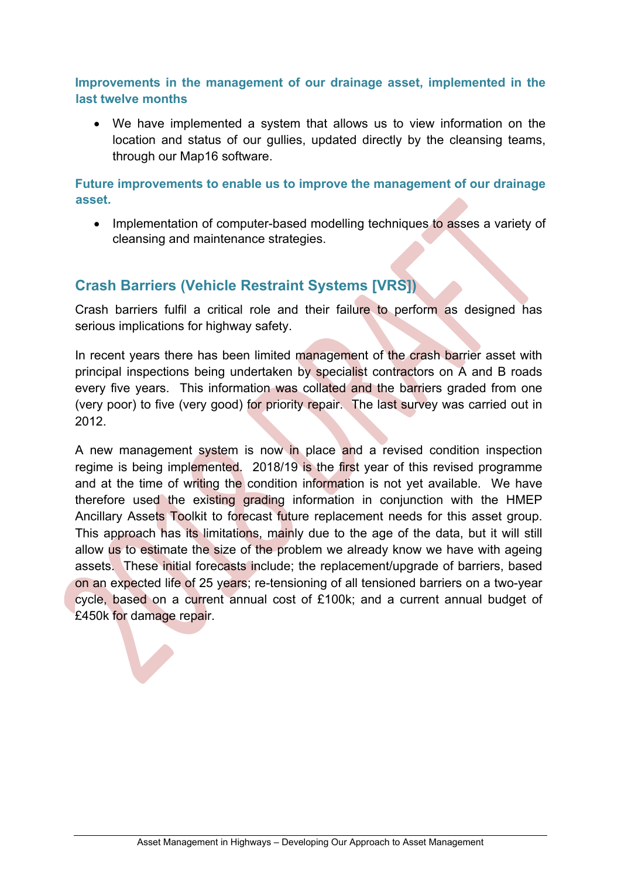### Improvements in the management of our drainage asset, implemented in the last twelve months

- We have implemented a system that allows us to view information on the location and status of our gullies, updated directly by the cleansing teams, through our Map16 software.

### Future improvements to enable us to improve the management of our drainage asset.

- Implementation of computer-based modelling techniques to asses a variety of cleansing and maintenance strategies.

## Crash Barriers (Vehicle Restraint Systems [VRS])

Crash barriers fulfil a critical role and their failure to perform as designed has serious implications for highway safety.

In recent years there has been limited management of the crash barrier asset with principal inspections being undertaken by specialist contractors on A and B roads every five years. This information was collated and the barriers graded from one (very poor) to five (very good) for priority repair. The last survey was carried out in 2012.

A new management system is now in place and a revised condition inspection regime is being implemented. 2018/19 is the first year of this revised programme and at the time of writing the condition information is not yet available. We have therefore used the existing grading information in conjunction with the HMEP Ancillary Assets Toolkit to forecast future replacement needs for this asset group. This approach has its limitations, mainly due to the age of the data, but it will still allow us to estimate the size of the problem we already know we have with ageing assets. These initial forecasts include; the replacement/upgrade of barriers, based on an expected life of 25 years; re-tensioning of all tensioned barriers on a two-year cycle, based on a current annual cost of £100k; and a current annual budget of £450k for damage repair.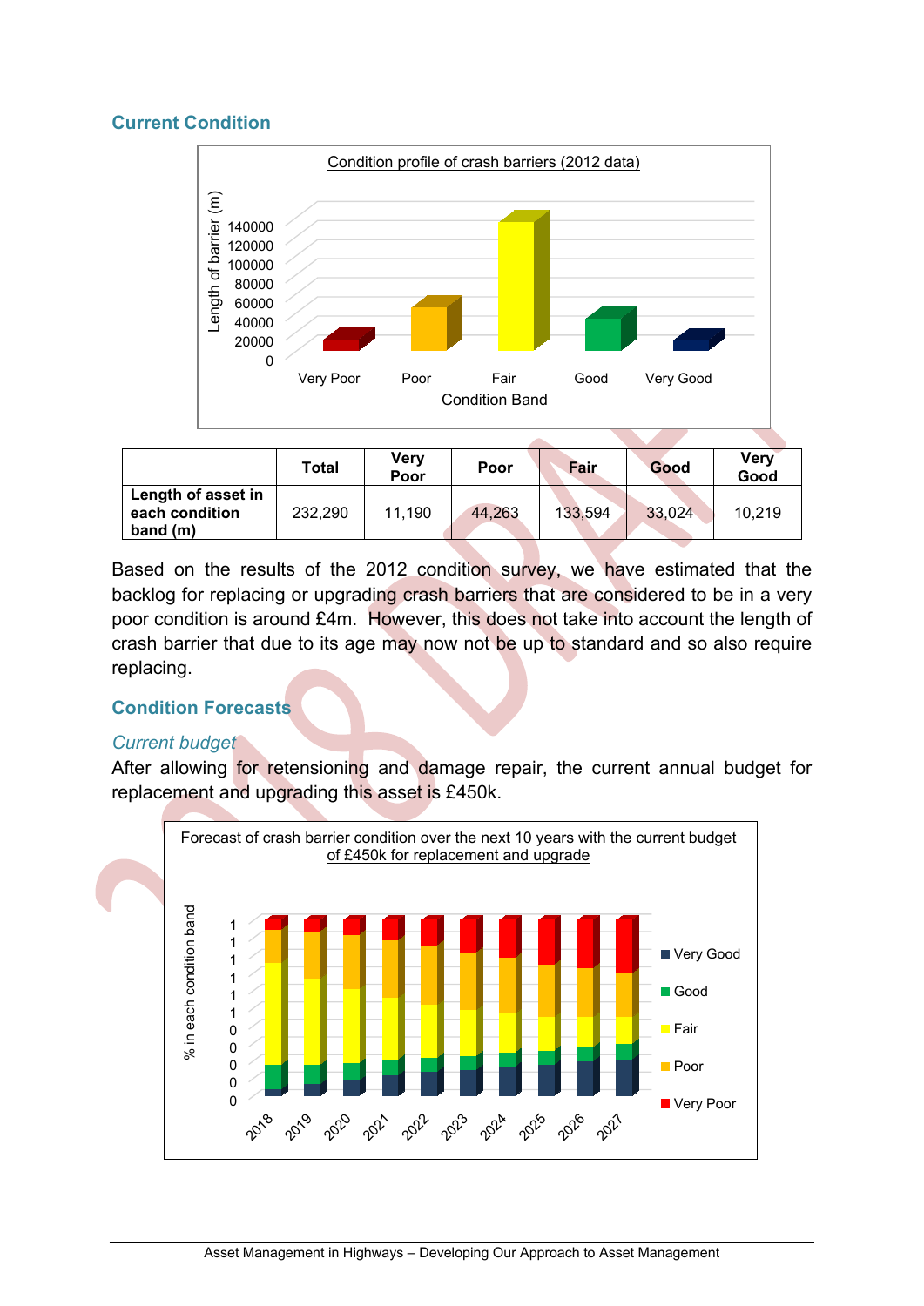## Current Condition

Condition profile of crash barriers (2012 data)

| | Total | Very Poor | Poor | Fair | Good | Very Good |
|---|---|---|---|---|---|---|
| **Length of asset in each condition band (m)** | 232,290 | 11,190 | 44,263 | 133,594 | 33,024 | 10,219 |

Based on the results of the 2012 condition survey, we have estimated that the backlog for replacing or upgrading crash barriers that are considered to be in a very poor condition is around £4m. However, this does not take into account the length of crash barrier that due to its age may now not be up to standard and so also require replacing.

## Condition Forecasts

### *Current budget*

After allowing for retensioning and damage repair, the current annual budget for replacement and upgrading this asset is £450k.

Forecast of crash barrier condition over the next 10 years with the current budget of £450k for replacement and upgrade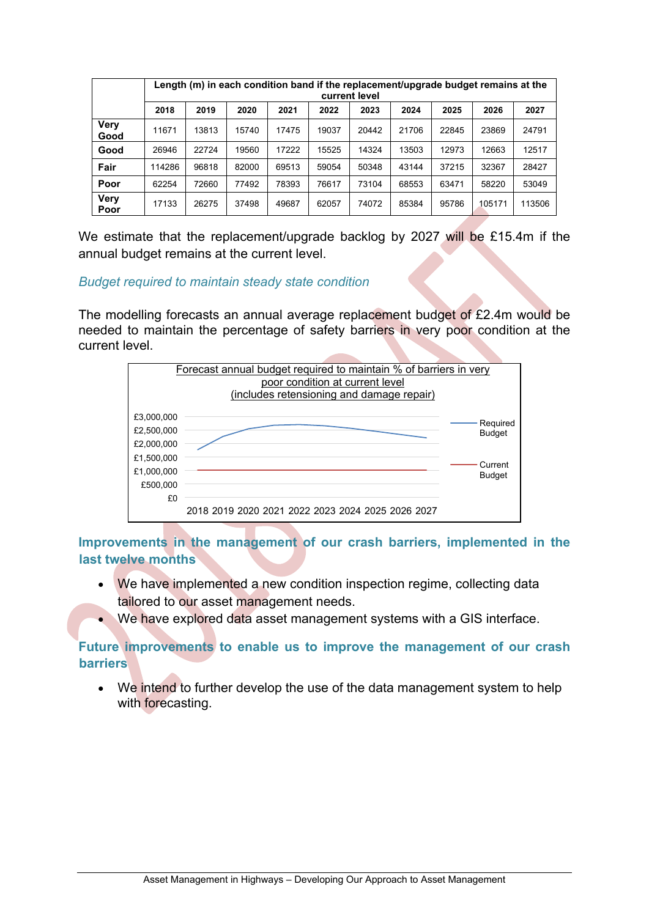| | Length (m) in each condition band if the replacement/upgrade budget remains at the current level | | | | | | | | | |
|---|---|---|---|---|---|---|---|---|---|---|
| | 2018 | 2019 | 2020 | 2021 | 2022 | 2023 | 2024 | 2025 | 2026 | 2027 |
| **Very Good** | 11671 | 13813 | 15740 | 17475 | 19037 | 20442 | 21706 | 22845 | 23869 | 24791 |
| **Good** | 26946 | 22724 | 19560 | 17222 | 15525 | 14324 | 13503 | 12973 | 12663 | 12517 |
| **Fair** | 114286 | 96818 | 82000 | 69513 | 59054 | 50348 | 43144 | 37215 | 32367 | 28427 |
| **Poor** | 62254 | 72660 | 77492 | 78393 | 76617 | 73104 | 68553 | 63471 | 58220 | 53049 |
| **Very Poor** | 17133 | 26275 | 37498 | 49687 | 62057 | 74072 | 85384 | 95786 | 105171 | 113506 |

We estimate that the replacement/upgrade backlog by 2027 will be £15.4m if the annual budget remains at the current level.

*Budget required to maintain steady state condition*

The modelling forecasts an annual average replacement budget of £2.4m would be needed to maintain the percentage of safety barriers in very poor condition at the current level.

Forecast annual budget required to maintain % of barriers in very poor condition at current level (includes retensioning and damage repair)

## Improvements in the management of our crash barriers, implemented in the last twelve months

- We have implemented a new condition inspection regime, collecting data tailored to our asset management needs.
- We have explored data asset management systems with a GIS interface.

## Future improvements to enable us to improve the management of our crash barriers

- We intend to further develop the use of the data management system to help with forecasting.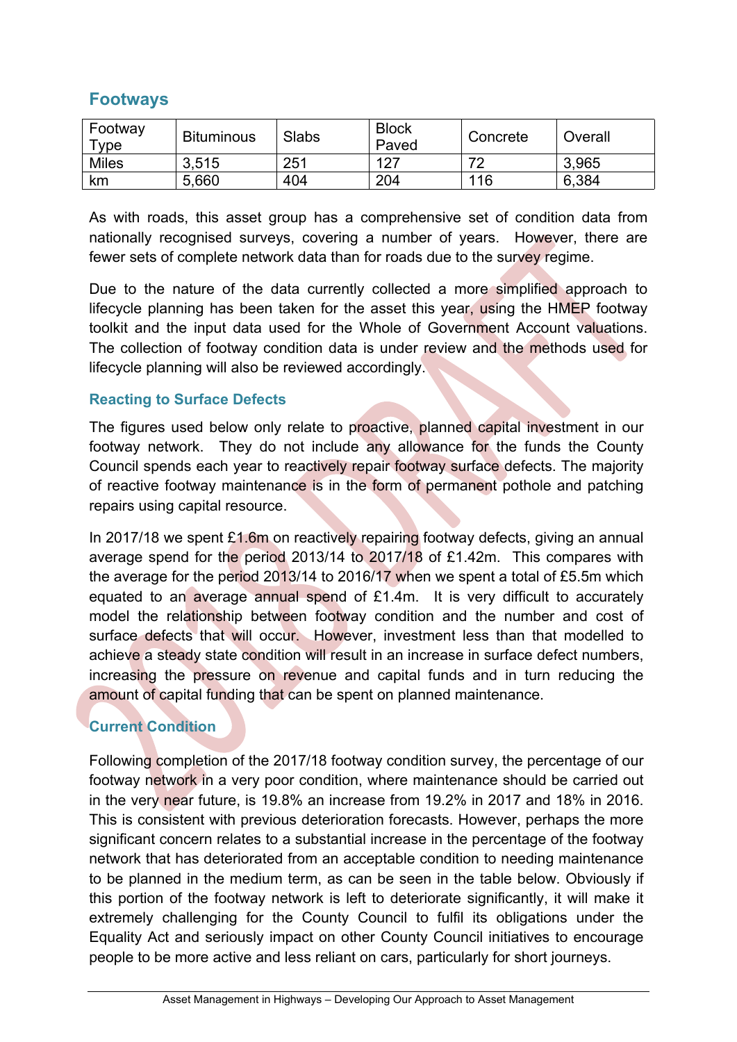## Footways

| Footway Type | Bituminous | Slabs | Block Paved | Concrete | Overall |
|---|---|---|---|---|---|
| Miles | 3,515 | 251 | 127 | 72 | 3,965 |
| km | 5,660 | 404 | 204 | 116 | 6,384 |

As with roads, this asset group has a comprehensive set of condition data from nationally recognised surveys, covering a number of years. However, there are fewer sets of complete network data than for roads due to the survey regime.

Due to the nature of the data currently collected a more simplified approach to lifecycle planning has been taken for the asset this year, using the HMEP footway toolkit and the input data used for the Whole of Government Account valuations. The collection of footway condition data is under review and the methods used for lifecycle planning will also be reviewed accordingly.

### Reacting to Surface Defects

The figures used below only relate to proactive, planned capital investment in our footway network. They do not include any allowance for the funds the County Council spends each year to reactively repair footway surface defects. The majority of reactive footway maintenance is in the form of permanent pothole and patching repairs using capital resource.

In 2017/18 we spent £1.6m on reactively repairing footway defects, giving an annual average spend for the period 2013/14 to 2017/18 of £1.42m. This compares with the average for the period 2013/14 to 2016/17 when we spent a total of £5.5m which equated to an average annual spend of £1.4m. It is very difficult to accurately model the relationship between footway condition and the number and cost of surface defects that will occur. However, investment less than that modelled to achieve a steady state condition will result in an increase in surface defect numbers, increasing the pressure on revenue and capital funds and in turn reducing the amount of capital funding that can be spent on planned maintenance.

### Current Condition

Following completion of the 2017/18 footway condition survey, the percentage of our footway network in a very poor condition, where maintenance should be carried out in the very near future, is 19.8% an increase from 19.2% in 2017 and 18% in 2016. This is consistent with previous deterioration forecasts. However, perhaps the more significant concern relates to a substantial increase in the percentage of the footway network that has deteriorated from an acceptable condition to needing maintenance to be planned in the medium term, as can be seen in the table below. Obviously if this portion of the footway network is left to deteriorate significantly, it will make it extremely challenging for the County Council to fulfil its obligations under the Equality Act and seriously impact on other County Council initiatives to encourage people to be more active and less reliant on cars, particularly for short journeys.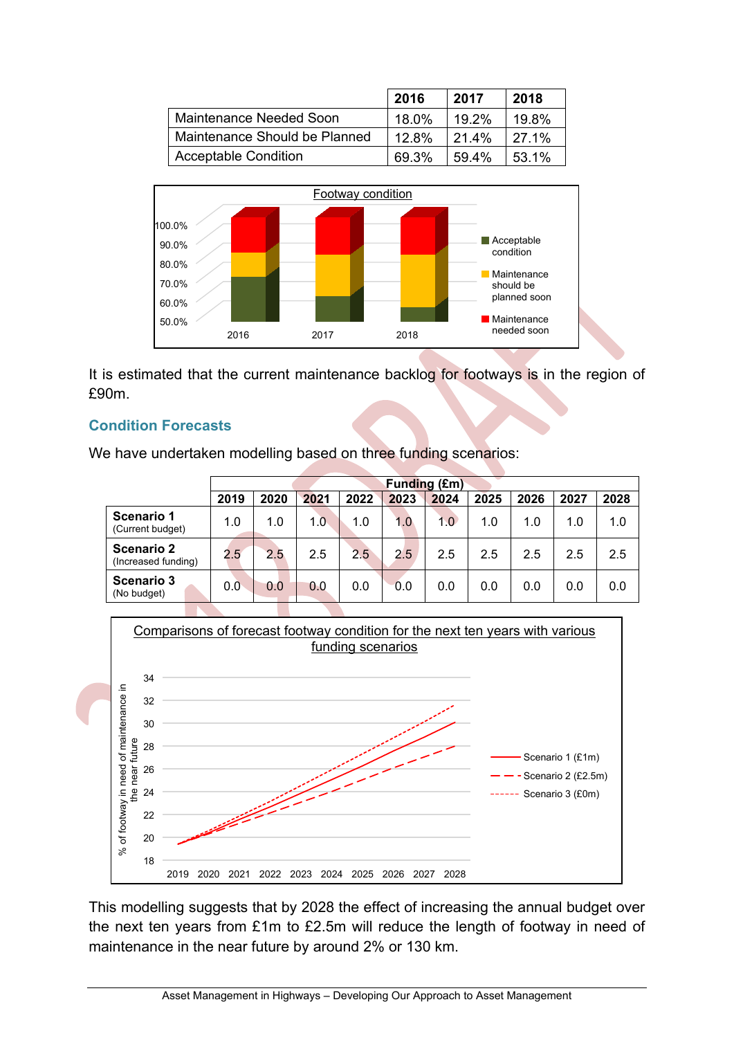| | 2016 | 2017 | 2018 |
|---|---|---|---|
| Maintenance Needed Soon | 18.0% | 19.2% | 19.8% |
| Maintenance Should be Planned | 12.8% | 21.4% | 27.1% |
| Acceptable Condition | 69.3% | 59.4% | 53.1% |

Footway condition

It is estimated that the current maintenance backlog for footways is in the region of £90m.

### Condition Forecasts

We have undertaken modelling based on three funding scenarios:

| | Funding (£m) | | | | | | | | | |
|---|---|---|---|---|---|---|---|---|---|---|
| | 2019 | 2020 | 2021 | 2022 | 2023 | 2024 | 2025 | 2026 | 2027 | 2028 |
| **Scenario 1** (Current budget) | 1.0 | 1.0 | 1.0 | 1.0 | 1.0 | 1.0 | 1.0 | 1.0 | 1.0 | 1.0 |
| **Scenario 2** (Increased funding) | 2.5 | 2.5 | 2.5 | 2.5 | 2.5 | 2.5 | 2.5 | 2.5 | 2.5 | 2.5 |
| **Scenario 3** (No budget) | 0.0 | 0.0 | 0.0 | 0.0 | 0.0 | 0.0 | 0.0 | 0.0 | 0.0 | 0.0 |

Comparisons of forecast footway condition for the next ten years with various funding scenarios

This modelling suggests that by 2028 the effect of increasing the annual budget over the next ten years from £1m to £2.5m will reduce the length of footway in need of maintenance in the near future by around 2% or 130 km.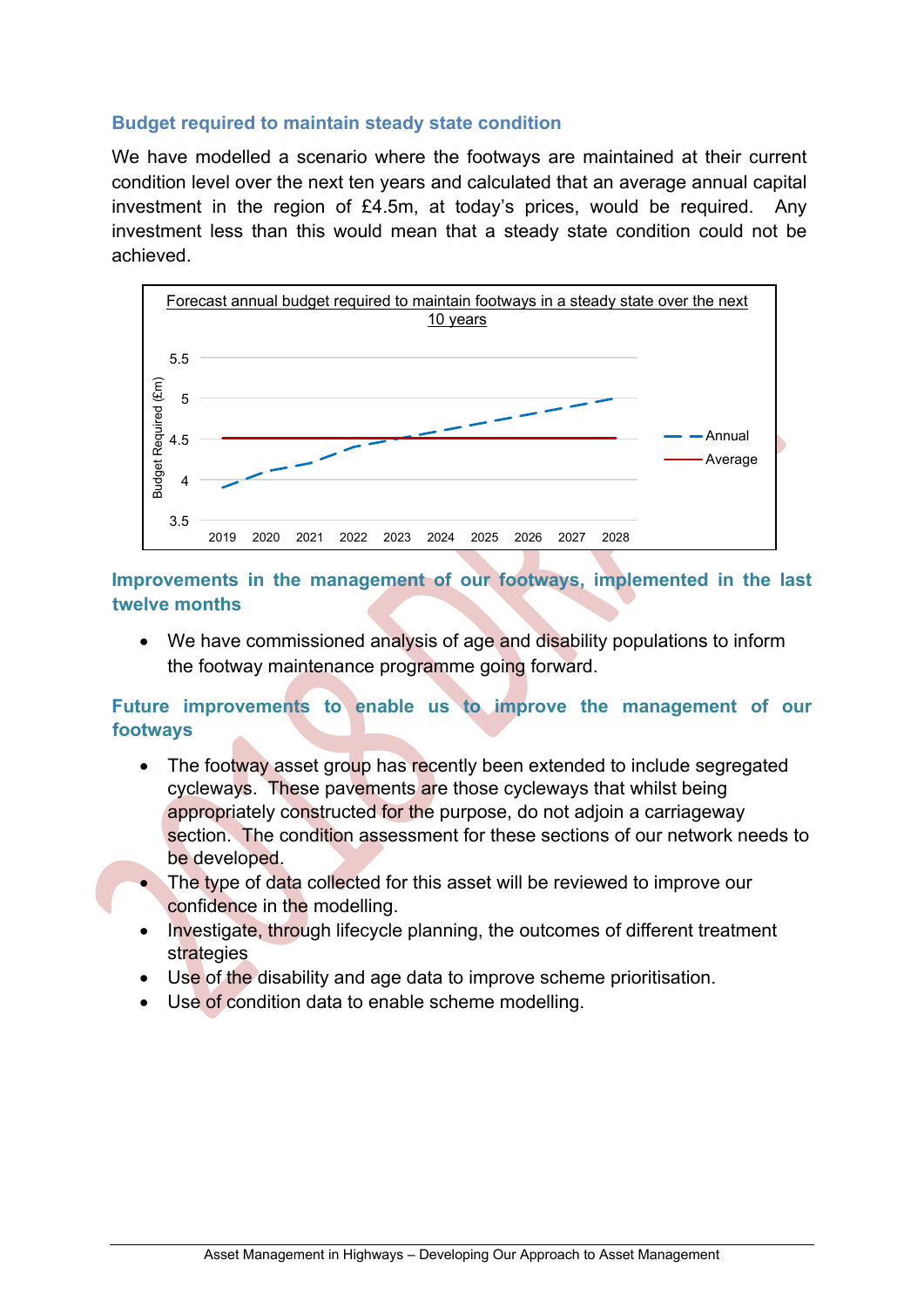### Budget required to maintain steady state condition

We have modelled a scenario where the footways are maintained at their current condition level over the next ten years and calculated that an average annual capital investment in the region of £4.5m, at today's prices, would be required. Any investment less than this would mean that a steady state condition could not be achieved.

Forecast annual budget required to maintain footways in a steady state over the next 10 years

| Year | Annual (£m) | Average (£m) |
|---|---|---|
| 2019 | 3.9 | 4.5 |
| 2020 | 4.1 | 4.5 |
| 2021 | 4.2 | 4.5 |
| 2022 | 4.4 | 4.5 |
| 2023 | 4.5 | 4.5 |
| 2024 | 4.6 | 4.5 |
| 2025 | 4.7 | 4.5 |
| 2026 | 4.8 | 4.5 |
| 2027 | 4.9 | 4.5 |
| 2028 | 5.0 | 4.5 |

### Improvements in the management of our footways, implemented in the last twelve months

- We have commissioned analysis of age and disability populations to inform the footway maintenance programme going forward.

### Future improvements to enable us to improve the management of our footways

- The footway asset group has recently been extended to include segregated cycleways. These pavements are those cycleways that whilst being appropriately constructed for the purpose, do not adjoin a carriageway section. The condition assessment for these sections of our network needs to be developed.
- The type of data collected for this asset will be reviewed to improve our confidence in the modelling.
- Investigate, through lifecycle planning, the outcomes of different treatment strategies
- Use of the disability and age data to improve scheme prioritisation.
- Use of condition data to enable scheme modelling.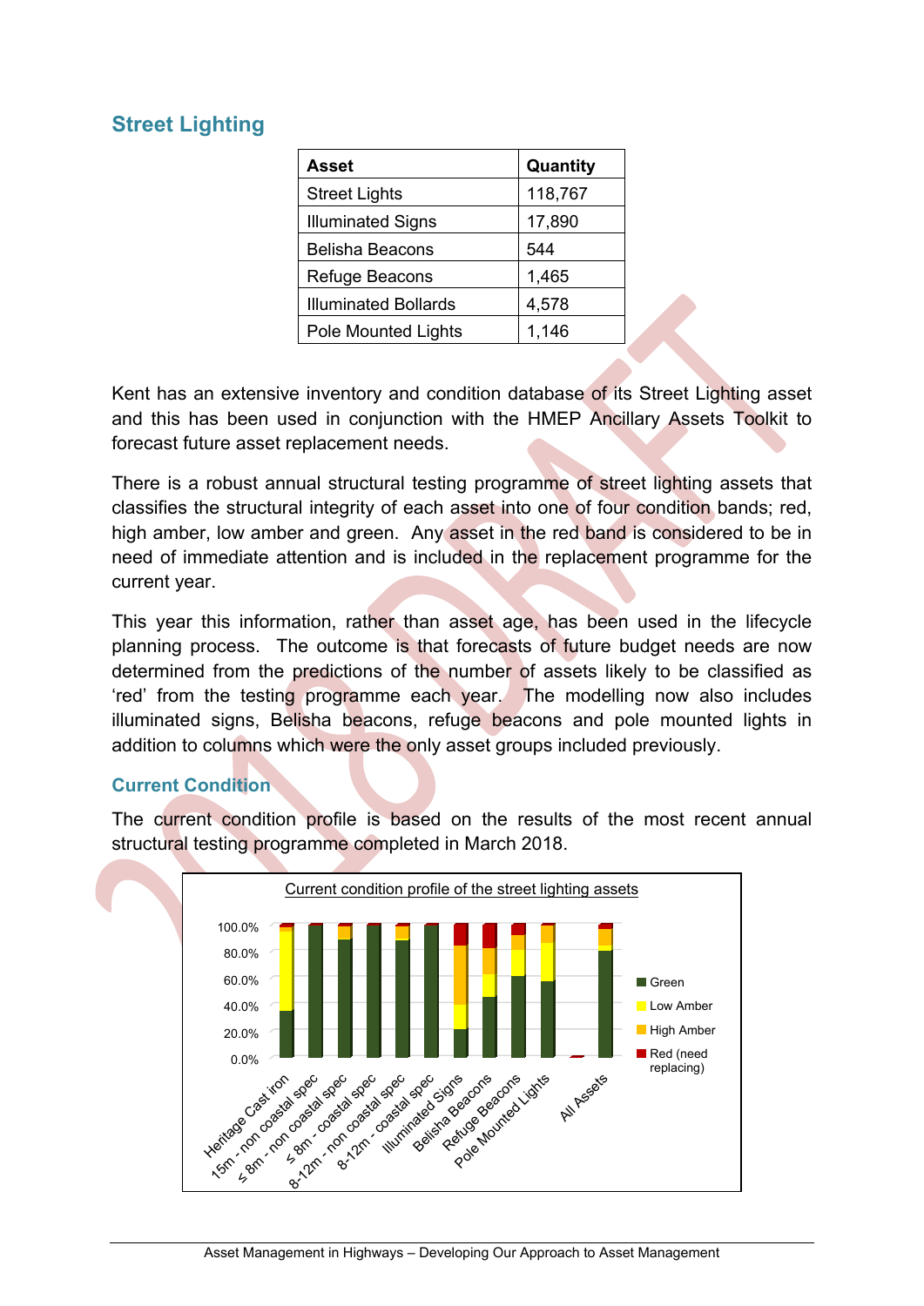## Street Lighting

| Asset | Quantity |
|---|---|
| Street Lights | 118,767 |
| Illuminated Signs | 17,890 |
| Belisha Beacons | 544 |
| Refuge Beacons | 1,465 |
| Illuminated Bollards | 4,578 |
| Pole Mounted Lights | 1,146 |

Kent has an extensive inventory and condition database of its Street Lighting asset and this has been used in conjunction with the HMEP Ancillary Assets Toolkit to forecast future asset replacement needs.

There is a robust annual structural testing programme of street lighting assets that classifies the structural integrity of each asset into one of four condition bands; red, high amber, low amber and green. Any asset in the red band is considered to be in need of immediate attention and is included in the replacement programme for the current year.

This year this information, rather than asset age, has been used in the lifecycle planning process. The outcome is that forecasts of future budget needs are now determined from the predictions of the number of assets likely to be classified as 'red' from the testing programme each year. The modelling now also includes illuminated signs, Belisha beacons, refuge beacons and pole mounted lights in addition to columns which were the only asset groups included previously.

### Current Condition

The current condition profile is based on the results of the most recent annual structural testing programme completed in March 2018.

Current condition profile of the street lighting assets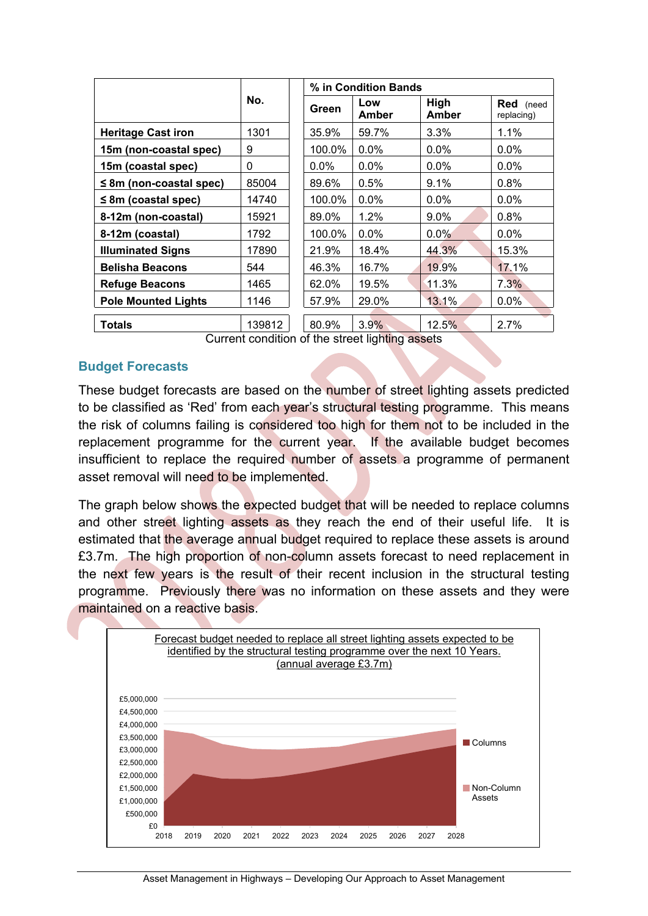|  | No. | % in Condition Bands | | | |
|---|---|---|---|---|---|
|  |  | Green | Low Amber | High Amber | Red (need replacing) |
| **Heritage Cast iron** | 1301 | 35.9% | 59.7% | 3.3% | 1.1% |
| **15m (non-coastal spec)** | 9 | 100.0% | 0.0% | 0.0% | 0.0% |
| **15m (coastal spec)** | 0 | 0.0% | 0.0% | 0.0% | 0.0% |
| **≤ 8m (non-coastal spec)** | 85004 | 89.6% | 0.5% | 9.1% | 0.8% |
| **≤ 8m (coastal spec)** | 14740 | 100.0% | 0.0% | 0.0% | 0.0% |
| **8-12m (non-coastal)** | 15921 | 89.0% | 1.2% | 9.0% | 0.8% |
| **8-12m (coastal)** | 1792 | 100.0% | 0.0% | 0.0% | 0.0% |
| **Illuminated Signs** | 17890 | 21.9% | 18.4% | 44.3% | 15.3% |
| **Belisha Beacons** | 544 | 46.3% | 16.7% | 19.9% | 17.1% |
| **Refuge Beacons** | 1465 | 62.0% | 19.5% | 11.3% | 7.3% |
| **Pole Mounted Lights** | 1146 | 57.9% | 29.0% | 13.1% | 0.0% |
| **Totals** | 139812 | 80.9% | 3.9% | 12.5% | 2.7% |

Current condition of the street lighting assets

## Budget Forecasts

These budget forecasts are based on the number of street lighting assets predicted to be classified as 'Red' from each year's structural testing programme. This means the risk of columns failing is considered too high for them not to be included in the replacement programme for the current year. If the available budget becomes insufficient to replace the required number of assets a programme of permanent asset removal will need to be implemented.

The graph below shows the expected budget that will be needed to replace columns and other street lighting assets as they reach the end of their useful life. It is estimated that the average annual budget required to replace these assets is around £3.7m. The high proportion of non-column assets forecast to need replacement in the next few years is the result of their recent inclusion in the structural testing programme. Previously there was no information on these assets and they were maintained on a reactive basis.

Forecast budget needed to replace all street lighting assets expected to be identified by the structural testing programme over the next 10 Years. (annual average £3.7m)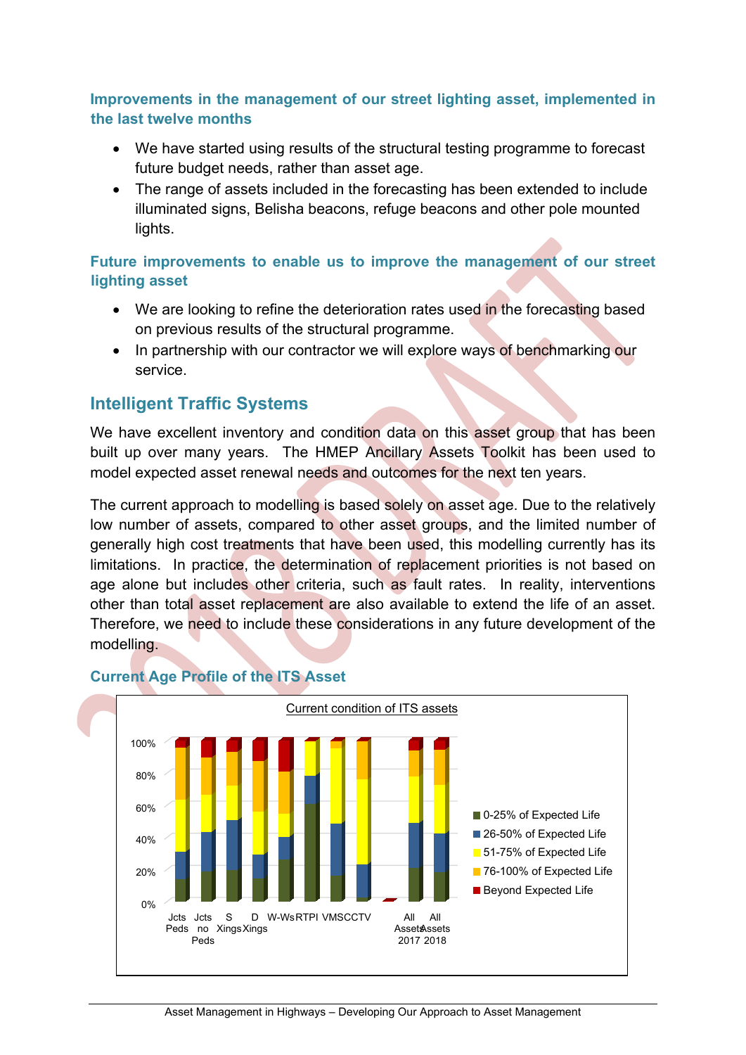### Improvements in the management of our street lighting asset, implemented in the last twelve months

- We have started using results of the structural testing programme to forecast future budget needs, rather than asset age.
- The range of assets included in the forecasting has been extended to include illuminated signs, Belisha beacons, refuge beacons and other pole mounted lights.

### Future improvements to enable us to improve the management of our street lighting asset

- We are looking to refine the deterioration rates used in the forecasting based on previous results of the structural programme.
- In partnership with our contractor we will explore ways of benchmarking our service.

## Intelligent Traffic Systems

We have excellent inventory and condition data on this asset group that has been built up over many years. The HMEP Ancillary Assets Toolkit has been used to model expected asset renewal needs and outcomes for the next ten years.

The current approach to modelling is based solely on asset age. Due to the relatively low number of assets, compared to other asset groups, and the limited number of generally high cost treatments that have been used, this modelling currently has its limitations. In practice, the determination of replacement priorities is not based on age alone but includes other criteria, such as fault rates. In reality, interventions other than total asset replacement are also available to extend the life of an asset. Therefore, we need to include these considerations in any future development of the modelling.

### Current Age Profile of the ITS Asset

Current condition of ITS assets

Categories: Jcts Peds, Jcts no Peds, S Xings, D Xings, W-Ws, RTPI, VMS, CCTV, All Assets 2017, All Assets 2018

Legend: 0-25% of Expected Life; 26-50% of Expected Life; 51-75% of Expected Life; 76-100% of Expected Life; Beyond Expected Life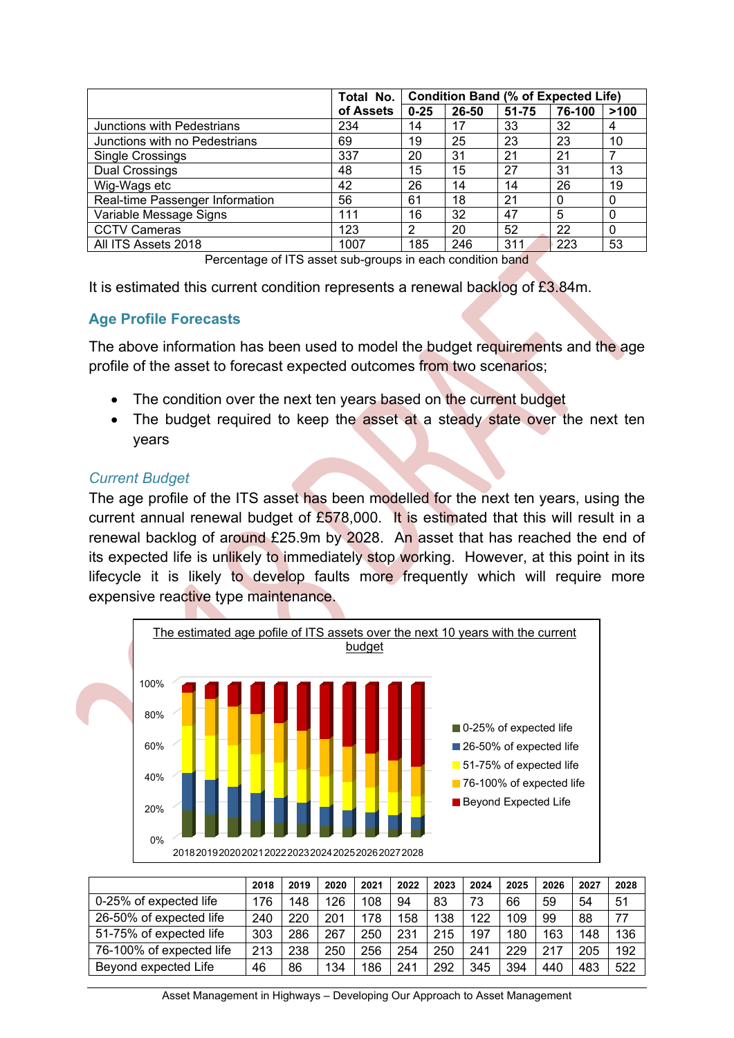| | Total No. of Assets | Condition Band (% of Expected Life) | | | | |
|---|---|---|---|---|---|---|
| | | 0-25 | 26-50 | 51-75 | 76-100 | >100 |
| Junctions with Pedestrians | 234 | 14 | 17 | 33 | 32 | 4 |
| Junctions with no Pedestrians | 69 | 19 | 25 | 23 | 23 | 10 |
| Single Crossings | 337 | 20 | 31 | 21 | 21 | 7 |
| Dual Crossings | 48 | 15 | 15 | 27 | 31 | 13 |
| Wig-Wags etc | 42 | 26 | 14 | 14 | 26 | 19 |
| Real-time Passenger Information | 56 | 61 | 18 | 21 | 0 | 0 |
| Variable Message Signs | 111 | 16 | 32 | 47 | 5 | 0 |
| CCTV Cameras | 123 | 2 | 20 | 52 | 22 | 0 |
| All ITS Assets 2018 | 1007 | 185 | 246 | 311 | 223 | 53 |

Percentage of ITS asset sub-groups in each condition band

It is estimated this current condition represents a renewal backlog of £3.84m.

## Age Profile Forecasts

The above information has been used to model the budget requirements and the age profile of the asset to forecast expected outcomes from two scenarios;

- The condition over the next ten years based on the current budget
- The budget required to keep the asset at a steady state over the next ten years

### *Current Budget*

The age profile of the ITS asset has been modelled for the next ten years, using the current annual renewal budget of £578,000. It is estimated that this will result in a renewal backlog of around £25.9m by 2028. An asset that has reached the end of its expected life is unlikely to immediately stop working. However, at this point in its lifecycle it is likely to develop faults more frequently which will require more expensive reactive type maintenance.

The estimated age pofile of ITS assets over the next 10 years with the current budget

| | 2018 | 2019 | 2020 | 2021 | 2022 | 2023 | 2024 | 2025 | 2026 | 2027 | 2028 |
|---|---|---|---|---|---|---|---|---|---|---|---|
| 0-25% of expected life | 176 | 148 | 126 | 108 | 94 | 83 | 73 | 66 | 59 | 54 | 51 |
| 26-50% of expected life | 240 | 220 | 201 | 178 | 158 | 138 | 122 | 109 | 99 | 88 | 77 |
| 51-75% of expected life | 303 | 286 | 267 | 250 | 231 | 215 | 197 | 180 | 163 | 148 | 136 |
| 76-100% of expected life | 213 | 238 | 250 | 256 | 254 | 250 | 241 | 229 | 217 | 205 | 192 |
| Beyond expected Life | 46 | 86 | 134 | 186 | 241 | 292 | 345 | 394 | 440 | 483 | 522 |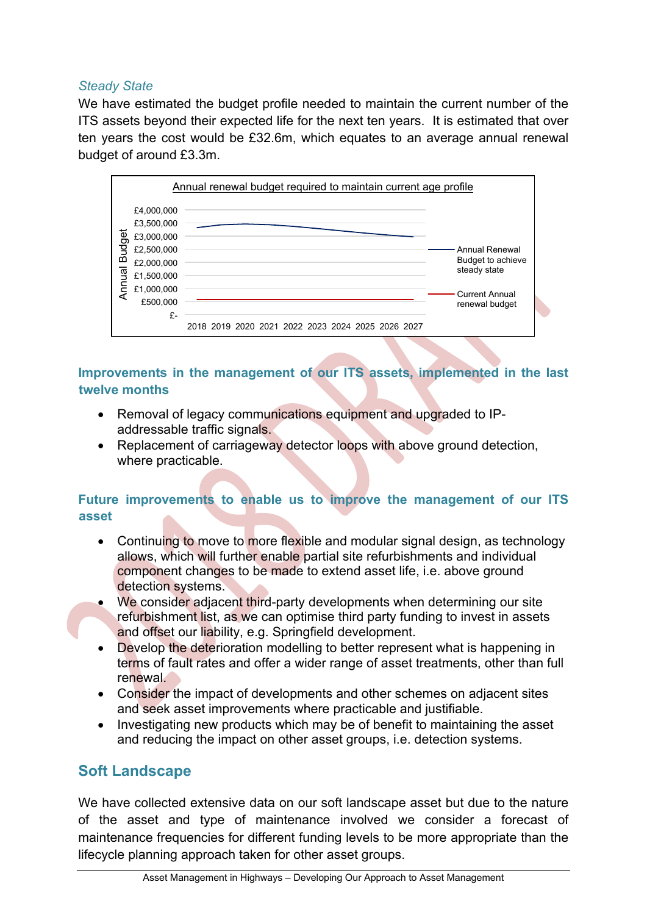*Steady State*

We have estimated the budget profile needed to maintain the current number of the ITS assets beyond their expected life for the next ten years. It is estimated that over ten years the cost would be £32.6m, which equates to an average annual renewal budget of around £3.3m.

Annual renewal budget required to maintain current age profile

### Improvements in the management of our ITS assets, implemented in the last twelve months

- Removal of legacy communications equipment and upgraded to IP-addressable traffic signals.
- Replacement of carriageway detector loops with above ground detection, where practicable.

### Future improvements to enable us to improve the management of our ITS asset

- Continuing to move to more flexible and modular signal design, as technology allows, which will further enable partial site refurbishments and individual component changes to be made to extend asset life, i.e. above ground detection systems.
- We consider adjacent third-party developments when determining our site refurbishment list, as we can optimise third party funding to invest in assets and offset our liability, e.g. Springfield development.
- Develop the deterioration modelling to better represent what is happening in terms of fault rates and offer a wider range of asset treatments, other than full renewal.
- Consider the impact of developments and other schemes on adjacent sites and seek asset improvements where practicable and justifiable.
- Investigating new products which may be of benefit to maintaining the asset and reducing the impact on other asset groups, i.e. detection systems.

## Soft Landscape

We have collected extensive data on our soft landscape asset but due to the nature of the asset and type of maintenance involved we consider a forecast of maintenance frequencies for different funding levels to be more appropriate than the lifecycle planning approach taken for other asset groups.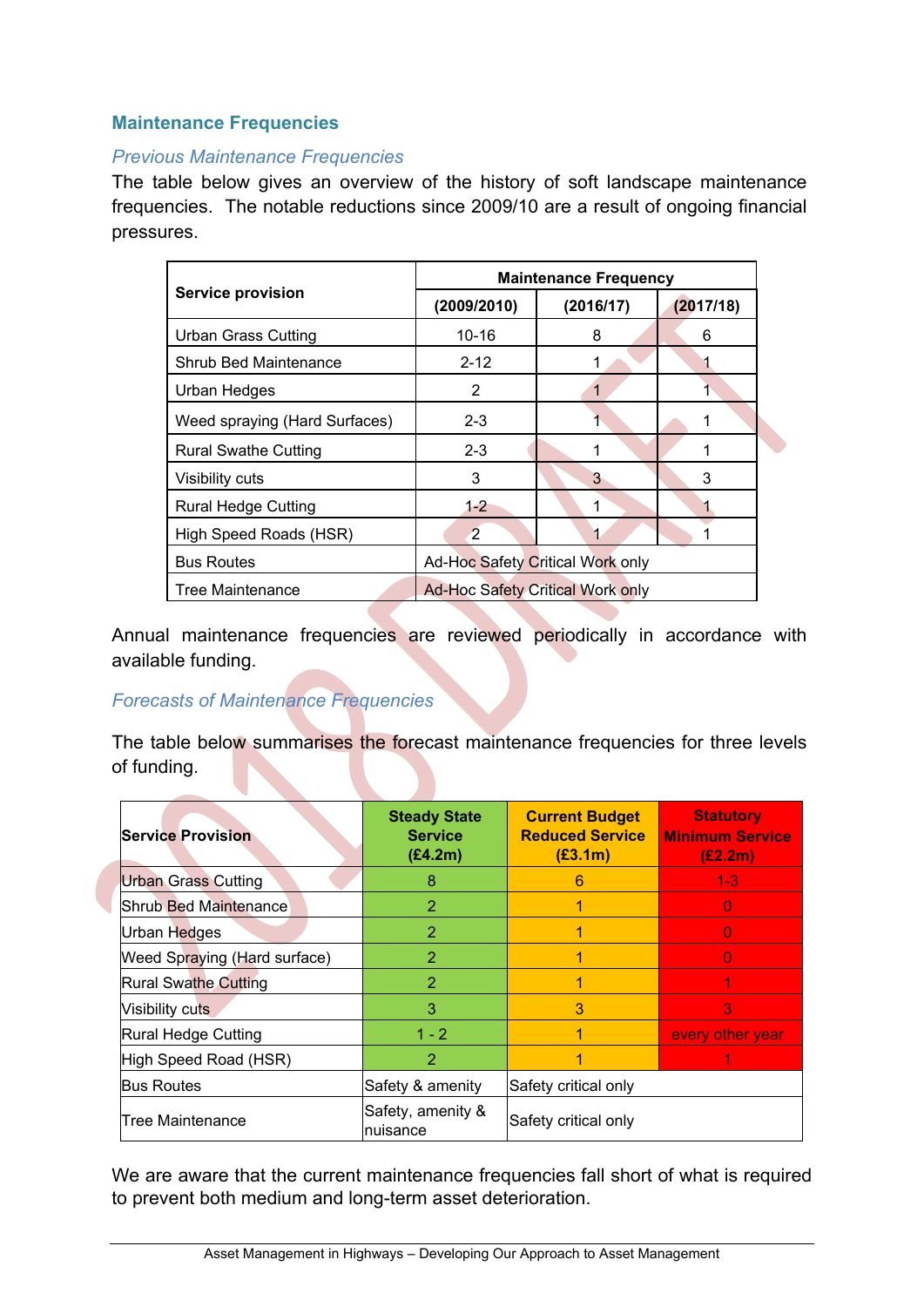## Maintenance Frequencies

### *Previous Maintenance Frequencies*

The table below gives an overview of the history of soft landscape maintenance frequencies. The notable reductions since 2009/10 are a result of ongoing financial pressures.

| Service provision | Maintenance Frequency | | |
|---|---|---|---|
| | (2009/2010) | (2016/17) | (2017/18) |
| Urban Grass Cutting | 10-16 | 8 | 6 |
| Shrub Bed Maintenance | 2-12 | 1 | 1 |
| Urban Hedges | 2 | 1 | 1 |
| Weed spraying (Hard Surfaces) | 2-3 | 1 | 1 |
| Rural Swathe Cutting | 2-3 | 1 | 1 |
| Visibility cuts | 3 | 3 | 3 |
| Rural Hedge Cutting | 1-2 | 1 | 1 |
| High Speed Roads (HSR) | 2 | 1 | 1 |
| Bus Routes | Ad-Hoc Safety Critical Work only | | |
| Tree Maintenance | Ad-Hoc Safety Critical Work only | | |

Annual maintenance frequencies are reviewed periodically in accordance with available funding.

### *Forecasts of Maintenance Frequencies*

The table below summarises the forecast maintenance frequencies for three levels of funding.

| Service Provision | Steady State Service (£4.2m) | Current Budget Reduced Service (£3.1m) | Statutory Minimum Service (£2.2m) |
|---|---|---|---|
| Urban Grass Cutting | 8 | 6 | 1-3 |
| Shrub Bed Maintenance | 2 | 1 | 0 |
| Urban Hedges | 2 | 1 | 0 |
| Weed Spraying (Hard surface) | 2 | 1 | 0 |
| Rural Swathe Cutting | 2 | 1 | 1 |
| Visibility cuts | 3 | 3 | 3 |
| Rural Hedge Cutting | 1 - 2 | 1 | every other year |
| High Speed Road (HSR) | 2 | 1 | 1 |
| Bus Routes | Safety & amenity | Safety critical only | |
| Tree Maintenance | Safety, amenity & nuisance | Safety critical only | |

We are aware that the current maintenance frequencies fall short of what is required to prevent both medium and long-term asset deterioration.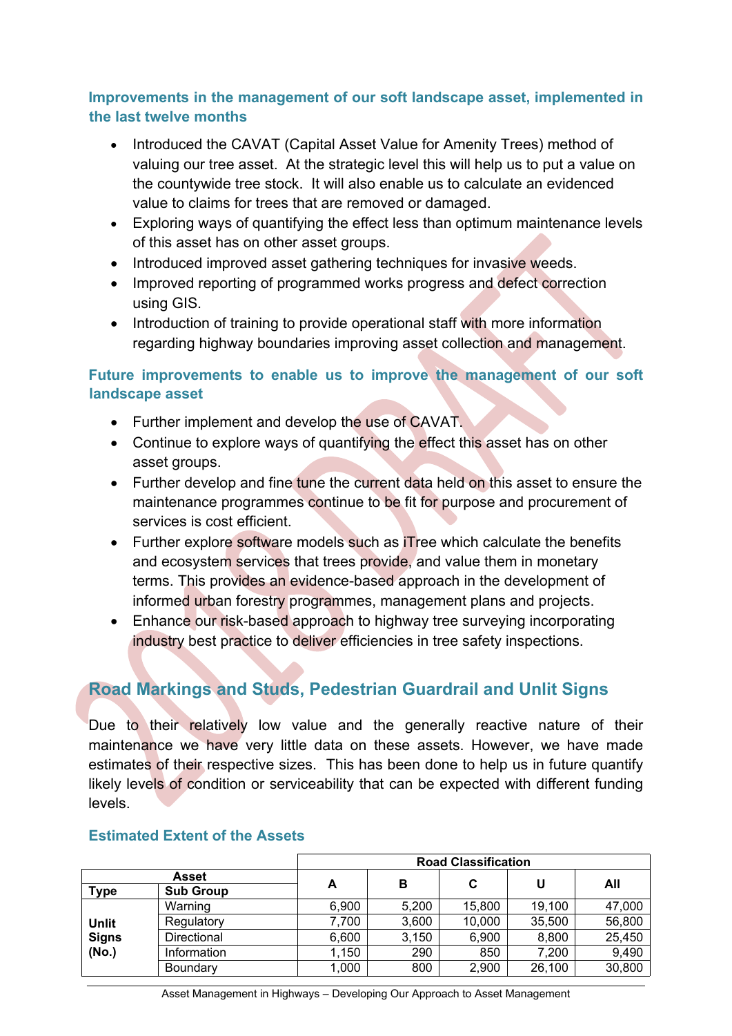### Improvements in the management of our soft landscape asset, implemented in the last twelve months

- Introduced the CAVAT (Capital Asset Value for Amenity Trees) method of valuing our tree asset. At the strategic level this will help us to put a value on the countywide tree stock. It will also enable us to calculate an evidenced value to claims for trees that are removed or damaged.
- Exploring ways of quantifying the effect less than optimum maintenance levels of this asset has on other asset groups.
- Introduced improved asset gathering techniques for invasive weeds.
- Improved reporting of programmed works progress and defect correction using GIS.
- Introduction of training to provide operational staff with more information regarding highway boundaries improving asset collection and management.

### Future improvements to enable us to improve the management of our soft landscape asset

- Further implement and develop the use of CAVAT.
- Continue to explore ways of quantifying the effect this asset has on other asset groups.
- Further develop and fine tune the current data held on this asset to ensure the maintenance programmes continue to be fit for purpose and procurement of services is cost efficient.
- Further explore software models such as iTree which calculate the benefits and ecosystem services that trees provide, and value them in monetary terms. This provides an evidence-based approach in the development of informed urban forestry programmes, management plans and projects.
- Enhance our risk-based approach to highway tree surveying incorporating industry best practice to deliver efficiencies in tree safety inspections.

## Road Markings and Studs, Pedestrian Guardrail and Unlit Signs

Due to their relatively low value and the generally reactive nature of their maintenance we have very little data on these assets. However, we have made estimates of their respective sizes. This has been done to help us in future quantify likely levels of condition or serviceability that can be expected with different funding levels.

### Estimated Extent of the Assets

| Asset | | Road Classification | | | | |
|---|---|---|---|---|---|---|
| Type | Sub Group | A | B | C | U | All |
| Unlit Signs (No.) | Warning | 6,900 | 5,200 | 15,800 | 19,100 | 47,000 |
| | Regulatory | 7,700 | 3,600 | 10,000 | 35,500 | 56,800 |
| | Directional | 6,600 | 3,150 | 6,900 | 8,800 | 25,450 |
| | Information | 1,150 | 290 | 850 | 7,200 | 9,490 |
| | Boundary | 1,000 | 800 | 2,900 | 26,100 | 30,800 |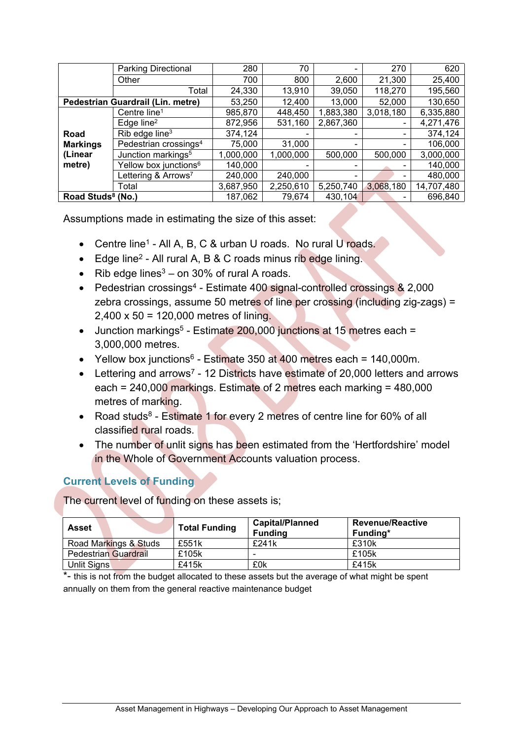| | | | | | | |
|---|---|---|---|---|---|---|
| | Parking Directional | 280 | 70 | - | 270 | 620 |
| | Other | 700 | 800 | 2,600 | 21,300 | 25,400 |
| | Total | 24,330 | 13,910 | 39,050 | 118,270 | 195,560 |
| **Pedestrian Guardrail (Lin. metre)** | | 53,250 | 12,400 | 13,000 | 52,000 | 130,650 |
| **Road Markings (Linear metre)** | Centre line[1] | 985,870 | 448,450 | 1,883,380 | 3,018,180 | 6,335,880 |
| | Edge line[2] | 872,956 | 531,160 | 2,867,360 | - | 4,271,476 |
| | Rib edge line[3] | 374,124 | - | - | - | 374,124 |
| | Pedestrian crossings[4] | 75,000 | 31,000 | - | - | 106,000 |
| | Junction markings[5] | 1,000,000 | 1,000,000 | 500,000 | 500,000 | 3,000,000 |
| | Yellow box junctions[6] | 140,000 | - | - | - | 140,000 |
| | Lettering & Arrows[7] | 240,000 | 240,000 | - | - | 480,000 |
| | Total | 3,687,950 | 2,250,610 | 5,250,740 | 3,068,180 | 14,707,480 |
| **Road Studs[8] (No.)** | | 187,062 | 79,674 | 430,104 | - | 696,840 |

Assumptions made in estimating the size of this asset:

- Centre line[1] - All A, B, C & urban U roads. No rural U roads.
- Edge line[2] - All rural A, B & C roads minus rib edge lining.
- Rib edge lines[3] – on 30% of rural A roads.
- Pedestrian crossings[4] - Estimate 400 signal-controlled crossings & 2,000 zebra crossings, assume 50 metres of line per crossing (including zig-zags) = 2,400 x 50 = 120,000 metres of lining.
- Junction markings[5] - Estimate 200,000 junctions at 15 metres each = 3,000,000 metres.
- Yellow box junctions[6] - Estimate 350 at 400 metres each = 140,000m.
- Lettering and arrows[7] - 12 Districts have estimate of 20,000 letters and arrows each = 240,000 markings. Estimate of 2 metres each marking = 480,000 metres of marking.
- Road studs[8] - Estimate 1 for every 2 metres of centre line for 60% of all classified rural roads.
- The number of unlit signs has been estimated from the 'Hertfordshire' model in the Whole of Government Accounts valuation process.

## Current Levels of Funding

The current level of funding on these assets is;

| Asset | Total Funding | Capital/Planned Funding | Revenue/Reactive Funding* |
|---|---|---|---|
| Road Markings & Studs | £551k | £241k | £310k |
| Pedestrian Guardrail | £105k | - | £105k |
| Unlit Signs | £415k | £0k | £415k |

*- this is not from the budget allocated to these assets but the average of what might be spent annually on them from the general reactive maintenance budget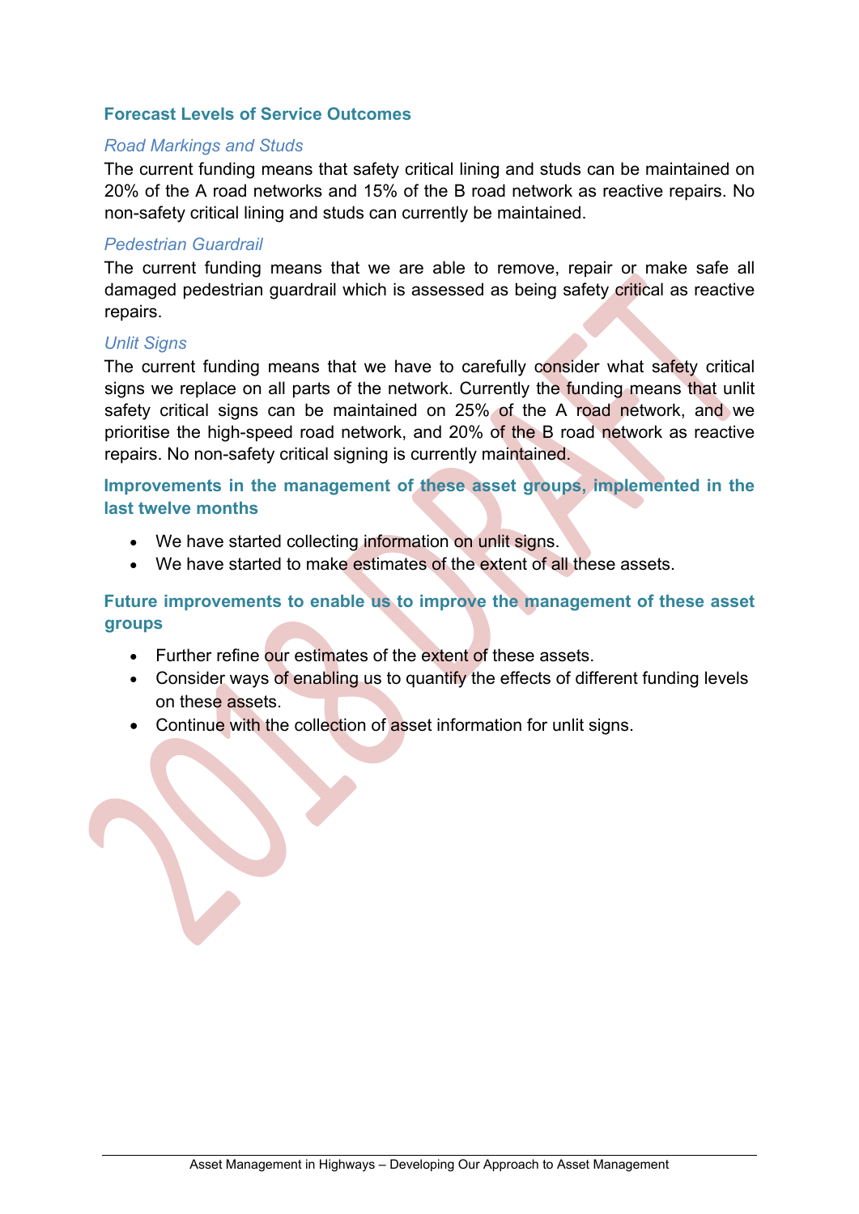### Forecast Levels of Service Outcomes

*Road Markings and Studs*

The current funding means that safety critical lining and studs can be maintained on 20% of the A road networks and 15% of the B road network as reactive repairs. No non-safety critical lining and studs can currently be maintained.

*Pedestrian Guardrail*

The current funding means that we are able to remove, repair or make safe all damaged pedestrian guardrail which is assessed as being safety critical as reactive repairs.

*Unlit Signs*

The current funding means that we have to carefully consider what safety critical signs we replace on all parts of the network. Currently the funding means that unlit safety critical signs can be maintained on 25% of the A road network, and we prioritise the high-speed road network, and 20% of the B road network as reactive repairs. No non-safety critical signing is currently maintained.

### Improvements in the management of these asset groups, implemented in the last twelve months

- We have started collecting information on unlit signs.
- We have started to make estimates of the extent of all these assets.

### Future improvements to enable us to improve the management of these asset groups

- Further refine our estimates of the extent of these assets.
- Consider ways of enabling us to quantify the effects of different funding levels on these assets.
- Continue with the collection of asset information for unlit signs.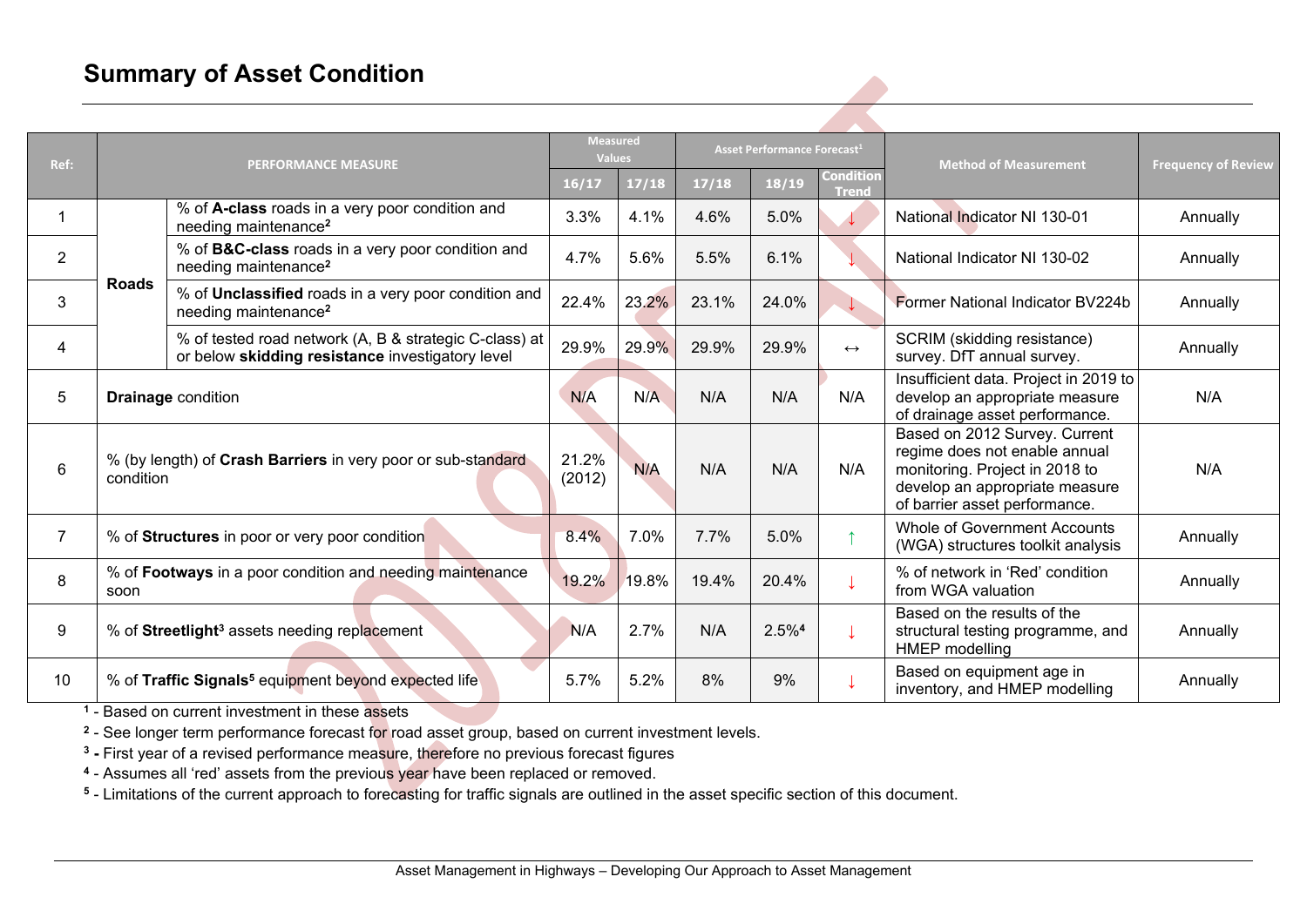# Summary of Asset Condition

| Ref: | PERFORMANCE MEASURE | | Measured Values | | Asset Performance Forecast[1] | | | Method of Measurement | Frequency of Review |
|---|---|---|---|---|---|---|---|---|---|
| | | | 16/17 | 17/18 | 17/18 | 18/19 | Condition Trend | | |
| 1 | Roads | % of **A-class** roads in a very poor condition and needing maintenance[2] | 3.3% | 4.1% | 4.6% | 5.0% | ↓ | National Indicator NI 130-01 | Annually |
| 2 | Roads | % of **B&C-class** roads in a very poor condition and needing maintenance[2] | 4.7% | 5.6% | 5.5% | 6.1% | ↓ | National Indicator NI 130-02 | Annually |
| 3 | Roads | % of **Unclassified** roads in a very poor condition and needing maintenance[2] | 22.4% | 23.2% | 23.1% | 24.0% | ↓ | Former National Indicator BV224b | Annually |
| 4 | Roads | % of tested road network (A, B & strategic C-class) at or below **skidding resistance** investigatory level | 29.9% | 29.9% | 29.9% | 29.9% | ↔ | SCRIM (skidding resistance) survey. DfT annual survey. | Annually |
| 5 | **Drainage** condition | | N/A | N/A | N/A | N/A | N/A | Insufficient data. Project in 2019 to develop an appropriate measure of drainage asset performance. | N/A |
| 6 | % (by length) of **Crash Barriers** in very poor or sub-standard condition | | 21.2% (2012) | N/A | N/A | N/A | N/A | Based on 2012 Survey. Current regime does not enable annual monitoring. Project in 2018 to develop an appropriate measure of barrier asset performance. | N/A |
| 7 | % of **Structures** in poor or very poor condition | | 8.4% | 7.0% | 7.7% | 5.0% | ↑ | Whole of Government Accounts (WGA) structures toolkit analysis | Annually |
| 8 | % of **Footways** in a poor condition and needing maintenance soon | | 19.2% | 19.8% | 19.4% | 20.4% | ↓ | % of network in 'Red' condition from WGA valuation | Annually |
| 9 | % of **Streetlight**[3] assets needing replacement | | N/A | 2.7% | N/A | 2.5%[4] | ↓ | Based on the results of the structural testing programme, and HMEP modelling | Annually |
| 10 | % of **Traffic Signals**[5] equipment beyond expected life | | 5.7% | 5.2% | 8% | 9% | ↓ | Based on equipment age in inventory, and HMEP modelling | Annually |

[1] - Based on current investment in these assets

[2] - See longer term performance forecast for road asset group, based on current investment levels.

[3] - First year of a revised performance measure, therefore no previous forecast figures

[4] - Assumes all 'red' assets from the previous year have been replaced or removed.

[5] - Limitations of the current approach to forecasting for traffic signals are outlined in the asset specific section of this document.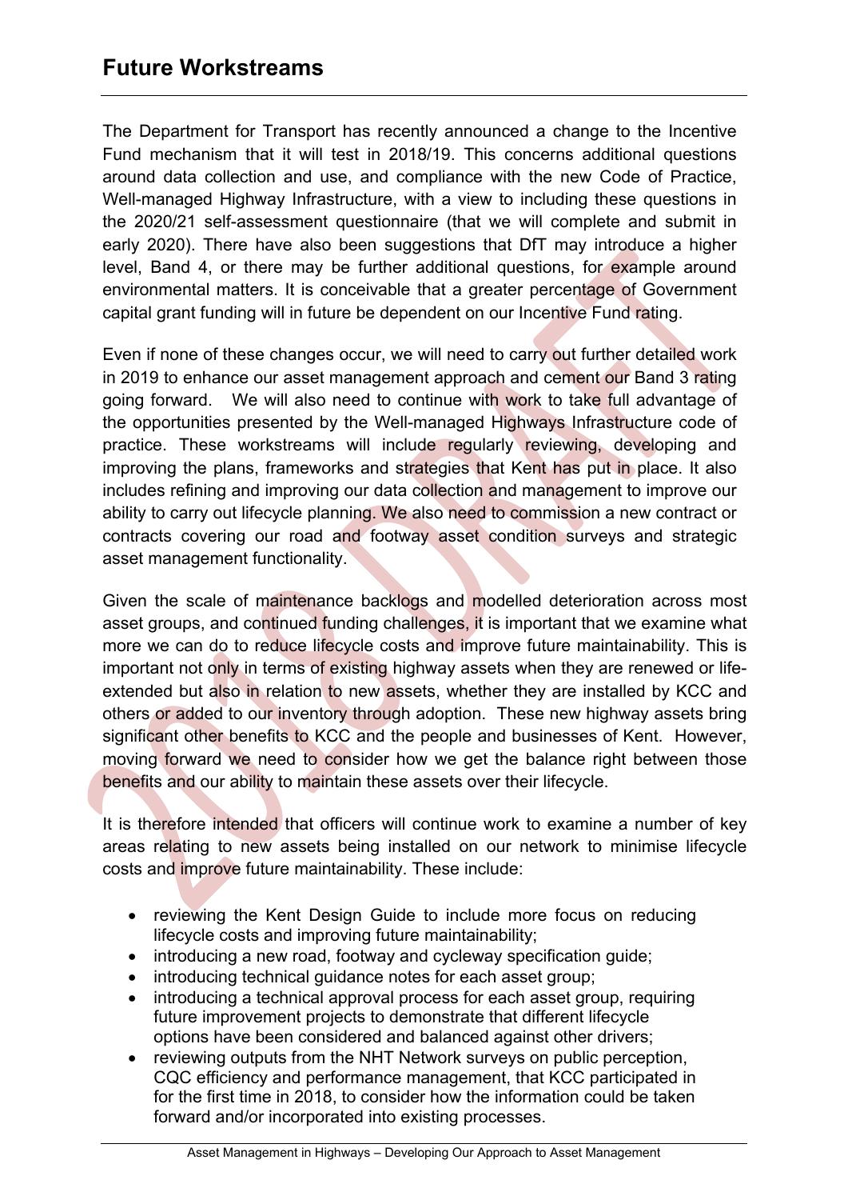## Future Workstreams

The Department for Transport has recently announced a change to the Incentive Fund mechanism that it will test in 2018/19. This concerns additional questions around data collection and use, and compliance with the new Code of Practice, Well-managed Highway Infrastructure, with a view to including these questions in the 2020/21 self-assessment questionnaire (that we will complete and submit in early 2020). There have also been suggestions that DfT may introduce a higher level, Band 4, or there may be further additional questions, for example around environmental matters. It is conceivable that a greater percentage of Government capital grant funding will in future be dependent on our Incentive Fund rating.

Even if none of these changes occur, we will need to carry out further detailed work in 2019 to enhance our asset management approach and cement our Band 3 rating going forward. We will also need to continue with work to take full advantage of the opportunities presented by the Well-managed Highways Infrastructure code of practice. These workstreams will include regularly reviewing, developing and improving the plans, frameworks and strategies that Kent has put in place. It also includes refining and improving our data collection and management to improve our ability to carry out lifecycle planning. We also need to commission a new contract or contracts covering our road and footway asset condition surveys and strategic asset management functionality.

Given the scale of maintenance backlogs and modelled deterioration across most asset groups, and continued funding challenges, it is important that we examine what more we can do to reduce lifecycle costs and improve future maintainability. This is important not only in terms of existing highway assets when they are renewed or life-extended but also in relation to new assets, whether they are installed by KCC and others or added to our inventory through adoption. These new highway assets bring significant other benefits to KCC and the people and businesses of Kent. However, moving forward we need to consider how we get the balance right between those benefits and our ability to maintain these assets over their lifecycle.

It is therefore intended that officers will continue work to examine a number of key areas relating to new assets being installed on our network to minimise lifecycle costs and improve future maintainability. These include:

- reviewing the Kent Design Guide to include more focus on reducing lifecycle costs and improving future maintainability;
- introducing a new road, footway and cycleway specification guide;
- introducing technical guidance notes for each asset group;
- introducing a technical approval process for each asset group, requiring future improvement projects to demonstrate that different lifecycle options have been considered and balanced against other drivers;
- reviewing outputs from the NHT Network surveys on public perception, CQC efficiency and performance management, that KCC participated in for the first time in 2018, to consider how the information could be taken forward and/or incorporated into existing processes.